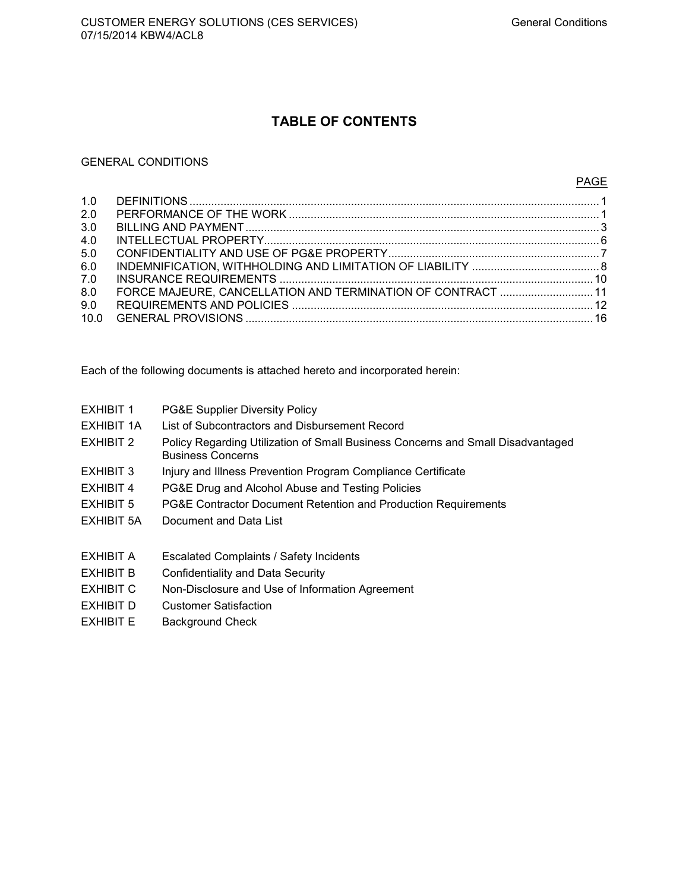# TABLE OF CONTENTS

GENERAL CONDITIONS

| | | PAGE |
|---|---|---|
| 1.0 | DEFINITIONS | 1 |
| 2.0 | PERFORMANCE OF THE WORK | 1 |
| 3.0 | BILLING AND PAYMENT | 3 |
| 4.0 | INTELLECTUAL PROPERTY | 6 |
| 5.0 | CONFIDENTIALITY AND USE OF PG&E PROPERTY | 7 |
| 6.0 | INDEMNIFICATION, WITHHOLDING AND LIMITATION OF LIABILITY | 8 |
| 7.0 | INSURANCE REQUIREMENTS | 10 |
| 8.0 | FORCE MAJEURE, CANCELLATION AND TERMINATION OF CONTRACT | 11 |
| 9.0 | REQUIREMENTS AND POLICIES | 12 |
| 10.0 | GENERAL PROVISIONS | 16 |

Each of the following documents is attached hereto and incorporated herein:

| | |
|---|---|
| EXHIBIT 1 | PG&E Supplier Diversity Policy |
| EXHIBIT 1A | List of Subcontractors and Disbursement Record |
| EXHIBIT 2 | Policy Regarding Utilization of Small Business Concerns and Small Disadvantaged Business Concerns |
| EXHIBIT 3 | Injury and Illness Prevention Program Compliance Certificate |
| EXHIBIT 4 | PG&E Drug and Alcohol Abuse and Testing Policies |
| EXHIBIT 5 | PG&E Contractor Document Retention and Production Requirements |
| EXHIBIT 5A | Document and Data List |

| | |
|---|---|
| EXHIBIT A | Escalated Complaints / Safety Incidents |
| EXHIBIT B | Confidentiality and Data Security |
| EXHIBIT C | Non-Disclosure and Use of Information Agreement |
| EXHIBIT D | Customer Satisfaction |
| EXHIBIT E | Background Check |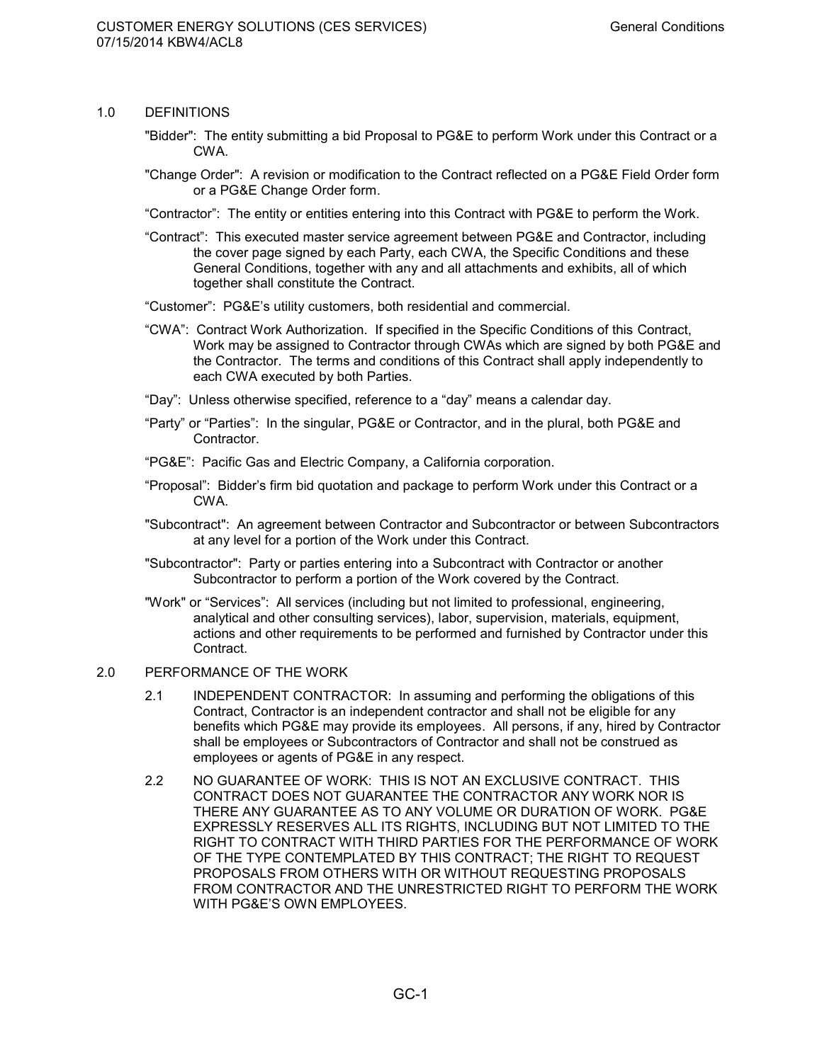## 1.0 DEFINITIONS

"Bidder": The entity submitting a bid Proposal to PG&E to perform Work under this Contract or a CWA.

"Change Order": A revision or modification to the Contract reflected on a PG&E Field Order form or a PG&E Change Order form.

"Contractor": The entity or entities entering into this Contract with PG&E to perform the Work.

"Contract": This executed master service agreement between PG&E and Contractor, including the cover page signed by each Party, each CWA, the Specific Conditions and these General Conditions, together with any and all attachments and exhibits, all of which together shall constitute the Contract.

"Customer": PG&E's utility customers, both residential and commercial.

"CWA": Contract Work Authorization. If specified in the Specific Conditions of this Contract, Work may be assigned to Contractor through CWAs which are signed by both PG&E and the Contractor. The terms and conditions of this Contract shall apply independently to each CWA executed by both Parties.

"Day": Unless otherwise specified, reference to a "day" means a calendar day.

"Party" or "Parties": In the singular, PG&E or Contractor, and in the plural, both PG&E and Contractor.

"PG&E": Pacific Gas and Electric Company, a California corporation.

"Proposal": Bidder's firm bid quotation and package to perform Work under this Contract or a CWA.

"Subcontract": An agreement between Contractor and Subcontractor or between Subcontractors at any level for a portion of the Work under this Contract.

"Subcontractor": Party or parties entering into a Subcontract with Contractor or another Subcontractor to perform a portion of the Work covered by the Contract.

"Work" or "Services": All services (including but not limited to professional, engineering, analytical and other consulting services), labor, supervision, materials, equipment, actions and other requirements to be performed and furnished by Contractor under this Contract.

## 2.0 PERFORMANCE OF THE WORK

2.1 INDEPENDENT CONTRACTOR: In assuming and performing the obligations of this Contract, Contractor is an independent contractor and shall not be eligible for any benefits which PG&E may provide its employees. All persons, if any, hired by Contractor shall be employees or Subcontractors of Contractor and shall not be construed as employees or agents of PG&E in any respect.

2.2 NO GUARANTEE OF WORK: THIS IS NOT AN EXCLUSIVE CONTRACT. THIS CONTRACT DOES NOT GUARANTEE THE CONTRACTOR ANY WORK NOR IS THERE ANY GUARANTEE AS TO ANY VOLUME OR DURATION OF WORK. PG&E EXPRESSLY RESERVES ALL ITS RIGHTS, INCLUDING BUT NOT LIMITED TO THE RIGHT TO CONTRACT WITH THIRD PARTIES FOR THE PERFORMANCE OF WORK OF THE TYPE CONTEMPLATED BY THIS CONTRACT; THE RIGHT TO REQUEST PROPOSALS FROM OTHERS WITH OR WITHOUT REQUESTING PROPOSALS FROM CONTRACTOR AND THE UNRESTRICTED RIGHT TO PERFORM THE WORK WITH PG&E'S OWN EMPLOYEES.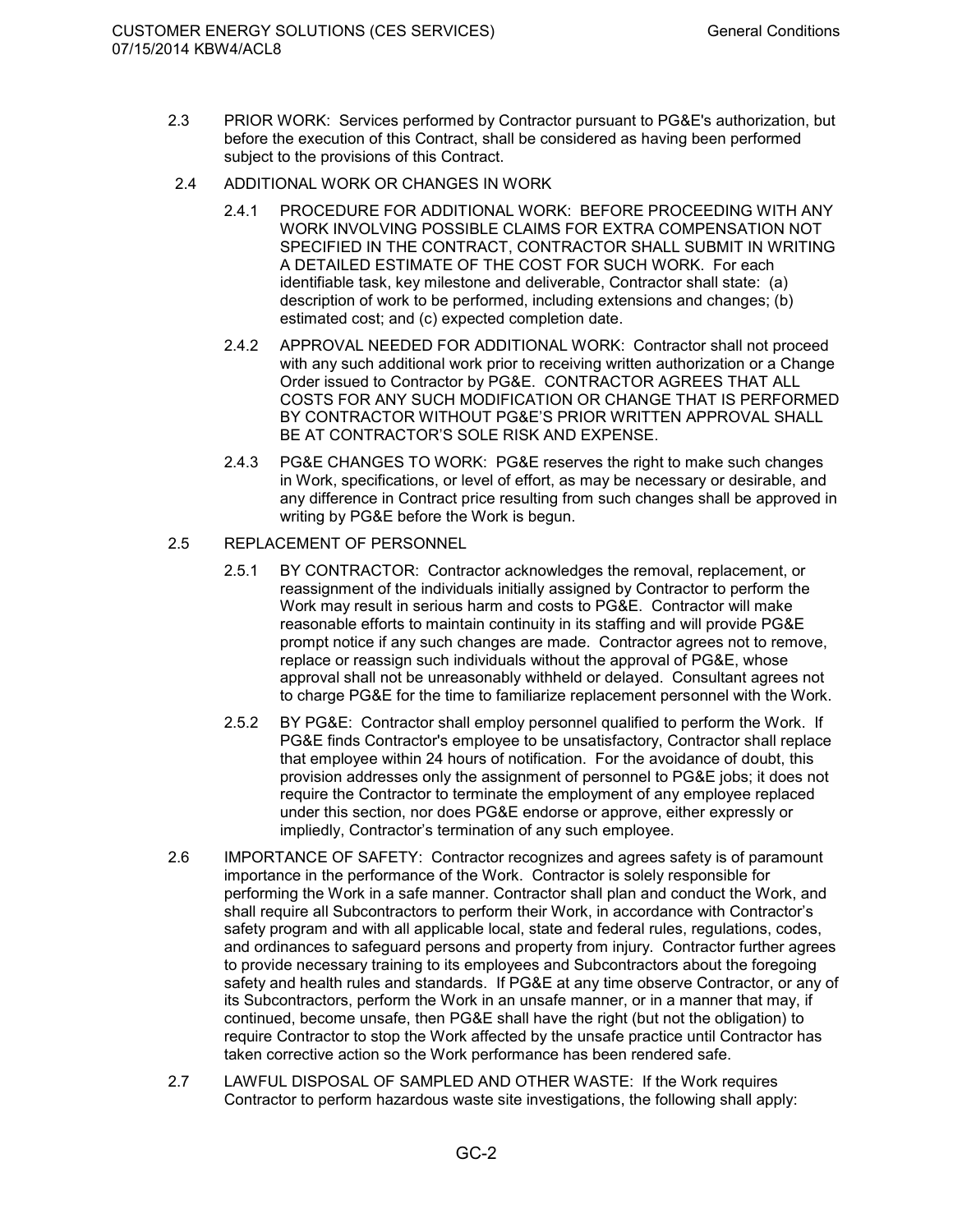2.3 PRIOR WORK: Services performed by Contractor pursuant to PG&E's authorization, but before the execution of this Contract, shall be considered as having been performed subject to the provisions of this Contract.

2.4 ADDITIONAL WORK OR CHANGES IN WORK

2.4.1 PROCEDURE FOR ADDITIONAL WORK: BEFORE PROCEEDING WITH ANY WORK INVOLVING POSSIBLE CLAIMS FOR EXTRA COMPENSATION NOT SPECIFIED IN THE CONTRACT, CONTRACTOR SHALL SUBMIT IN WRITING A DETAILED ESTIMATE OF THE COST FOR SUCH WORK. For each identifiable task, key milestone and deliverable, Contractor shall state: (a) description of work to be performed, including extensions and changes; (b) estimated cost; and (c) expected completion date.

2.4.2 APPROVAL NEEDED FOR ADDITIONAL WORK: Contractor shall not proceed with any such additional work prior to receiving written authorization or a Change Order issued to Contractor by PG&E. CONTRACTOR AGREES THAT ALL COSTS FOR ANY SUCH MODIFICATION OR CHANGE THAT IS PERFORMED BY CONTRACTOR WITHOUT PG&E'S PRIOR WRITTEN APPROVAL SHALL BE AT CONTRACTOR'S SOLE RISK AND EXPENSE.

2.4.3 PG&E CHANGES TO WORK: PG&E reserves the right to make such changes in Work, specifications, or level of effort, as may be necessary or desirable, and any difference in Contract price resulting from such changes shall be approved in writing by PG&E before the Work is begun.

2.5 REPLACEMENT OF PERSONNEL

2.5.1 BY CONTRACTOR: Contractor acknowledges the removal, replacement, or reassignment of the individuals initially assigned by Contractor to perform the Work may result in serious harm and costs to PG&E. Contractor will make reasonable efforts to maintain continuity in its staffing and will provide PG&E prompt notice if any such changes are made. Contractor agrees not to remove, replace or reassign such individuals without the approval of PG&E, whose approval shall not be unreasonably withheld or delayed. Consultant agrees not to charge PG&E for the time to familiarize replacement personnel with the Work.

2.5.2 BY PG&E: Contractor shall employ personnel qualified to perform the Work. If PG&E finds Contractor's employee to be unsatisfactory, Contractor shall replace that employee within 24 hours of notification. For the avoidance of doubt, this provision addresses only the assignment of personnel to PG&E jobs; it does not require the Contractor to terminate the employment of any employee replaced under this section, nor does PG&E endorse or approve, either expressly or impliedly, Contractor's termination of any such employee.

2.6 IMPORTANCE OF SAFETY: Contractor recognizes and agrees safety is of paramount importance in the performance of the Work. Contractor is solely responsible for performing the Work in a safe manner. Contractor shall plan and conduct the Work, and shall require all Subcontractors to perform their Work, in accordance with Contractor's safety program and with all applicable local, state and federal rules, regulations, codes, and ordinances to safeguard persons and property from injury. Contractor further agrees to provide necessary training to its employees and Subcontractors about the foregoing safety and health rules and standards. If PG&E at any time observe Contractor, or any of its Subcontractors, perform the Work in an unsafe manner, or in a manner that may, if continued, become unsafe, then PG&E shall have the right (but not the obligation) to require Contractor to stop the Work affected by the unsafe practice until Contractor has taken corrective action so the Work performance has been rendered safe.

2.7 LAWFUL DISPOSAL OF SAMPLED AND OTHER WASTE: If the Work requires Contractor to perform hazardous waste site investigations, the following shall apply: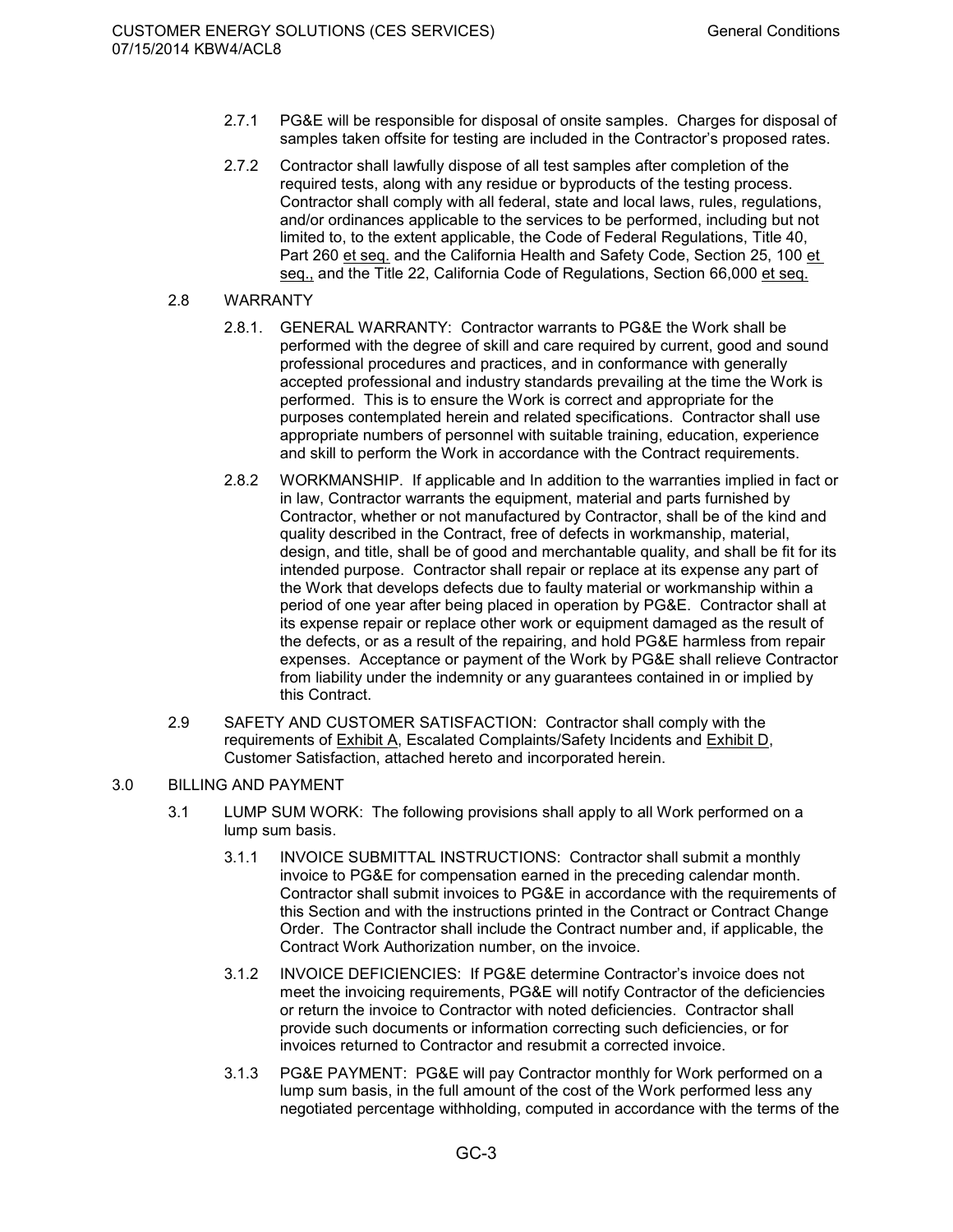2.7.1 PG&E will be responsible for disposal of onsite samples. Charges for disposal of samples taken offsite for testing are included in the Contractor's proposed rates.

2.7.2 Contractor shall lawfully dispose of all test samples after completion of the required tests, along with any residue or byproducts of the testing process. Contractor shall comply with all federal, state and local laws, rules, regulations, and/or ordinances applicable to the services to be performed, including but not limited to, to the extent applicable, the Code of Federal Regulations, Title 40, Part 260 et seq. and the California Health and Safety Code, Section 25, 100 et seq., and the Title 22, California Code of Regulations, Section 66,000 et seq.

2.8 WARRANTY

2.8.1. GENERAL WARRANTY: Contractor warrants to PG&E the Work shall be performed with the degree of skill and care required by current, good and sound professional procedures and practices, and in conformance with generally accepted professional and industry standards prevailing at the time the Work is performed. This is to ensure the Work is correct and appropriate for the purposes contemplated herein and related specifications. Contractor shall use appropriate numbers of personnel with suitable training, education, experience and skill to perform the Work in accordance with the Contract requirements.

2.8.2 WORKMANSHIP. If applicable and In addition to the warranties implied in fact or in law, Contractor warrants the equipment, material and parts furnished by Contractor, whether or not manufactured by Contractor, shall be of the kind and quality described in the Contract, free of defects in workmanship, material, design, and title, shall be of good and merchantable quality, and shall be fit for its intended purpose. Contractor shall repair or replace at its expense any part of the Work that develops defects due to faulty material or workmanship within a period of one year after being placed in operation by PG&E. Contractor shall at its expense repair or replace other work or equipment damaged as the result of the defects, or as a result of the repairing, and hold PG&E harmless from repair expenses. Acceptance or payment of the Work by PG&E shall relieve Contractor from liability under the indemnity or any guarantees contained in or implied by this Contract.

2.9 SAFETY AND CUSTOMER SATISFACTION: Contractor shall comply with the requirements of Exhibit A, Escalated Complaints/Safety Incidents and Exhibit D, Customer Satisfaction, attached hereto and incorporated herein.

3.0 BILLING AND PAYMENT

3.1 LUMP SUM WORK: The following provisions shall apply to all Work performed on a lump sum basis.

3.1.1 INVOICE SUBMITTAL INSTRUCTIONS: Contractor shall submit a monthly invoice to PG&E for compensation earned in the preceding calendar month. Contractor shall submit invoices to PG&E in accordance with the requirements of this Section and with the instructions printed in the Contract or Contract Change Order. The Contractor shall include the Contract number and, if applicable, the Contract Work Authorization number, on the invoice.

3.1.2 INVOICE DEFICIENCIES: If PG&E determine Contractor's invoice does not meet the invoicing requirements, PG&E will notify Contractor of the deficiencies or return the invoice to Contractor with noted deficiencies. Contractor shall provide such documents or information correcting such deficiencies, or for invoices returned to Contractor and resubmit a corrected invoice.

3.1.3 PG&E PAYMENT: PG&E will pay Contractor monthly for Work performed on a lump sum basis, in the full amount of the cost of the Work performed less any negotiated percentage withholding, computed in accordance with the terms of the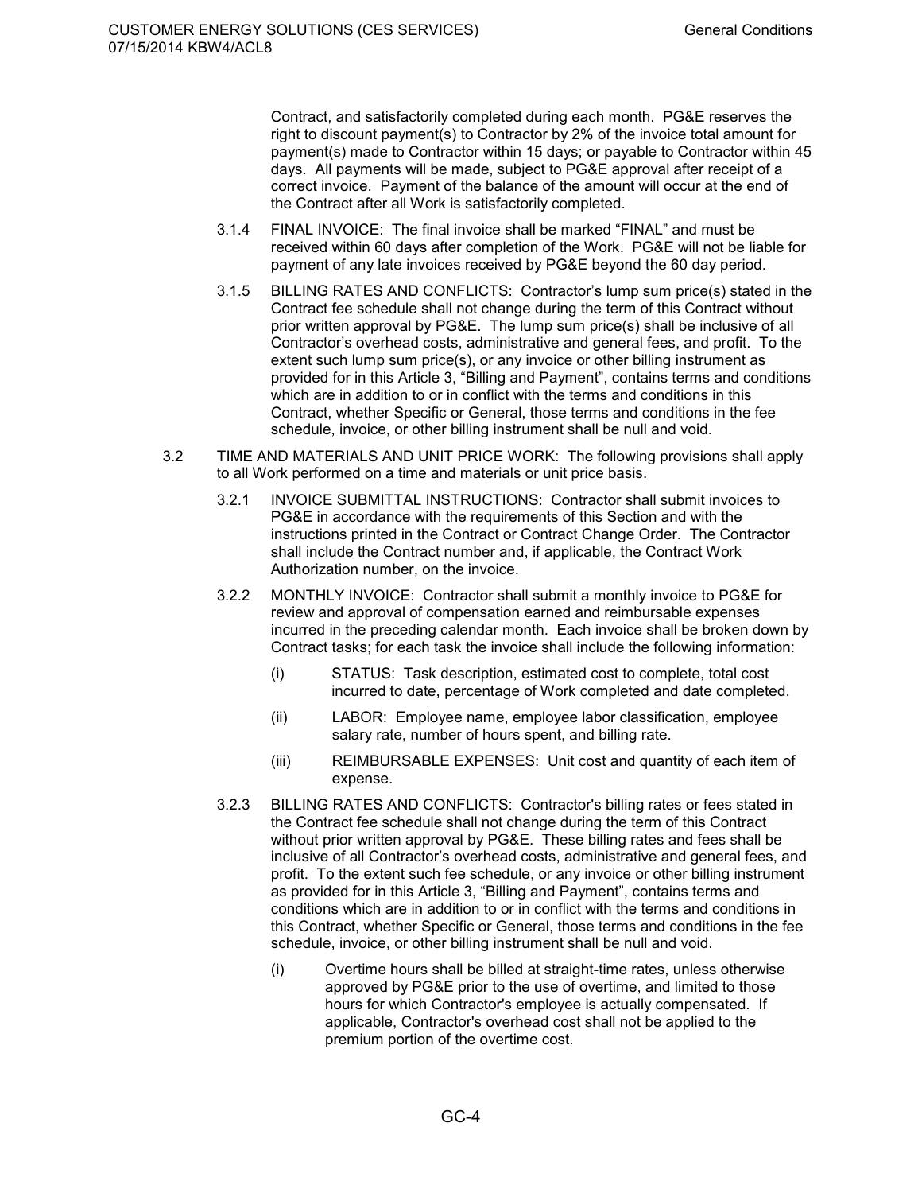Contract, and satisfactorily completed during each month. PG&E reserves the right to discount payment(s) to Contractor by 2% of the invoice total amount for payment(s) made to Contractor within 15 days; or payable to Contractor within 45 days. All payments will be made, subject to PG&E approval after receipt of a correct invoice. Payment of the balance of the amount will occur at the end of the Contract after all Work is satisfactorily completed.

3.1.4 FINAL INVOICE: The final invoice shall be marked "FINAL" and must be received within 60 days after completion of the Work. PG&E will not be liable for payment of any late invoices received by PG&E beyond the 60 day period.

3.1.5 BILLING RATES AND CONFLICTS: Contractor's lump sum price(s) stated in the Contract fee schedule shall not change during the term of this Contract without prior written approval by PG&E. The lump sum price(s) shall be inclusive of all Contractor's overhead costs, administrative and general fees, and profit. To the extent such lump sum price(s), or any invoice or other billing instrument as provided for in this Article 3, "Billing and Payment", contains terms and conditions which are in addition to or in conflict with the terms and conditions in this Contract, whether Specific or General, those terms and conditions in the fee schedule, invoice, or other billing instrument shall be null and void.

3.2 TIME AND MATERIALS AND UNIT PRICE WORK: The following provisions shall apply to all Work performed on a time and materials or unit price basis.

3.2.1 INVOICE SUBMITTAL INSTRUCTIONS: Contractor shall submit invoices to PG&E in accordance with the requirements of this Section and with the instructions printed in the Contract or Contract Change Order. The Contractor shall include the Contract number and, if applicable, the Contract Work Authorization number, on the invoice.

3.2.2 MONTHLY INVOICE: Contractor shall submit a monthly invoice to PG&E for review and approval of compensation earned and reimbursable expenses incurred in the preceding calendar month. Each invoice shall be broken down by Contract tasks; for each task the invoice shall include the following information:

(i) STATUS: Task description, estimated cost to complete, total cost incurred to date, percentage of Work completed and date completed.

(ii) LABOR: Employee name, employee labor classification, employee salary rate, number of hours spent, and billing rate.

(iii) REIMBURSABLE EXPENSES: Unit cost and quantity of each item of expense.

3.2.3 BILLING RATES AND CONFLICTS: Contractor's billing rates or fees stated in the Contract fee schedule shall not change during the term of this Contract without prior written approval by PG&E. These billing rates and fees shall be inclusive of all Contractor's overhead costs, administrative and general fees, and profit. To the extent such fee schedule, or any invoice or other billing instrument as provided for in this Article 3, "Billing and Payment", contains terms and conditions which are in addition to or in conflict with the terms and conditions in this Contract, whether Specific or General, those terms and conditions in the fee schedule, invoice, or other billing instrument shall be null and void.

(i) Overtime hours shall be billed at straight-time rates, unless otherwise approved by PG&E prior to the use of overtime, and limited to those hours for which Contractor's employee is actually compensated. If applicable, Contractor's overhead cost shall not be applied to the premium portion of the overtime cost.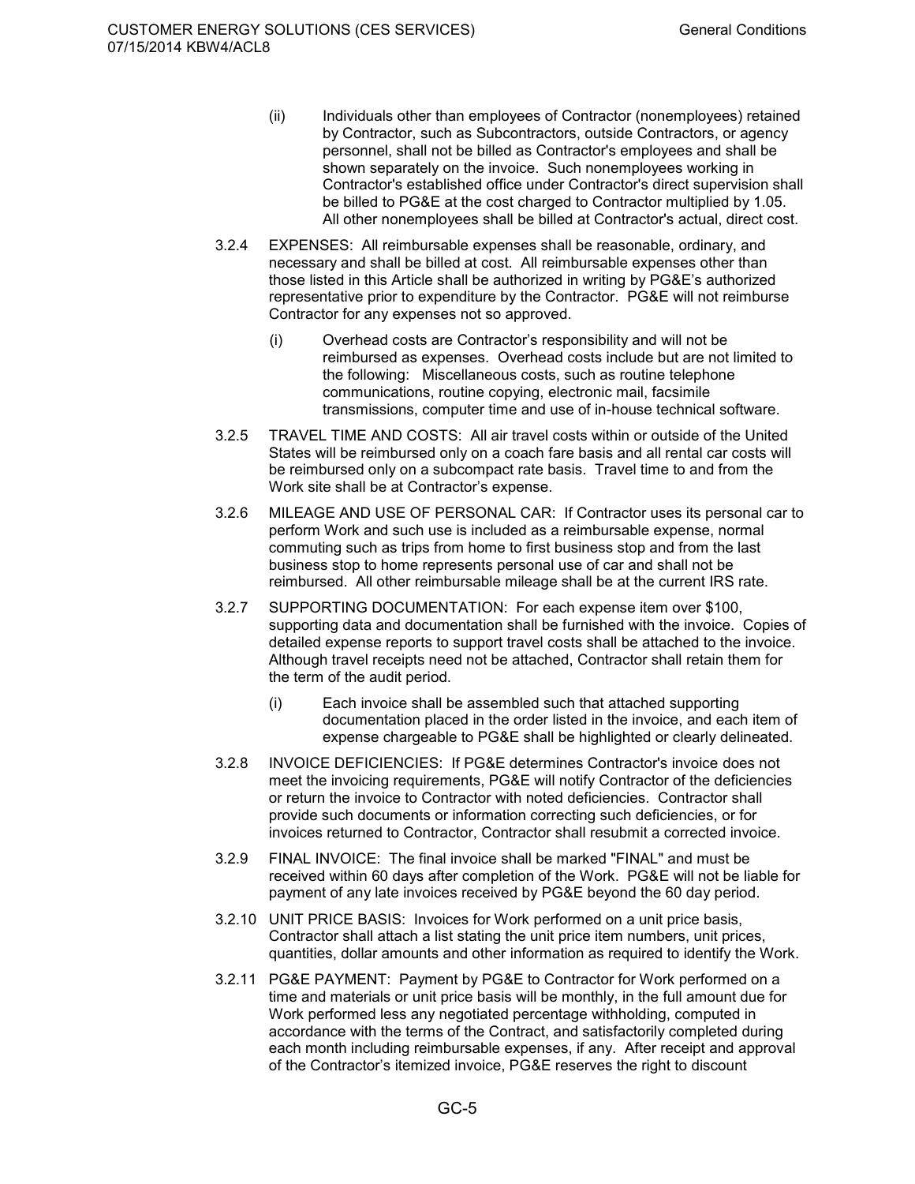(ii) Individuals other than employees of Contractor (nonemployees) retained by Contractor, such as Subcontractors, outside Contractors, or agency personnel, shall not be billed as Contractor's employees and shall be shown separately on the invoice. Such nonemployees working in Contractor's established office under Contractor's direct supervision shall be billed to PG&E at the cost charged to Contractor multiplied by 1.05. All other nonemployees shall be billed at Contractor's actual, direct cost.

3.2.4 EXPENSES: All reimbursable expenses shall be reasonable, ordinary, and necessary and shall be billed at cost. All reimbursable expenses other than those listed in this Article shall be authorized in writing by PG&E's authorized representative prior to expenditure by the Contractor. PG&E will not reimburse Contractor for any expenses not so approved.

(i) Overhead costs are Contractor's responsibility and will not be reimbursed as expenses. Overhead costs include but are not limited to the following: Miscellaneous costs, such as routine telephone communications, routine copying, electronic mail, facsimile transmissions, computer time and use of in-house technical software.

3.2.5 TRAVEL TIME AND COSTS: All air travel costs within or outside of the United States will be reimbursed only on a coach fare basis and all rental car costs will be reimbursed only on a subcompact rate basis. Travel time to and from the Work site shall be at Contractor's expense.

3.2.6 MILEAGE AND USE OF PERSONAL CAR: If Contractor uses its personal car to perform Work and such use is included as a reimbursable expense, normal commuting such as trips from home to first business stop and from the last business stop to home represents personal use of car and shall not be reimbursed. All other reimbursable mileage shall be at the current IRS rate.

3.2.7 SUPPORTING DOCUMENTATION: For each expense item over $100, supporting data and documentation shall be furnished with the invoice. Copies of detailed expense reports to support travel costs shall be attached to the invoice. Although travel receipts need not be attached, Contractor shall retain them for the term of the audit period.

(i) Each invoice shall be assembled such that attached supporting documentation placed in the order listed in the invoice, and each item of expense chargeable to PG&E shall be highlighted or clearly delineated.

3.2.8 INVOICE DEFICIENCIES: If PG&E determines Contractor's invoice does not meet the invoicing requirements, PG&E will notify Contractor of the deficiencies or return the invoice to Contractor with noted deficiencies. Contractor shall provide such documents or information correcting such deficiencies, or for invoices returned to Contractor, Contractor shall resubmit a corrected invoice.

3.2.9 FINAL INVOICE: The final invoice shall be marked "FINAL" and must be received within 60 days after completion of the Work. PG&E will not be liable for payment of any late invoices received by PG&E beyond the 60 day period.

3.2.10 UNIT PRICE BASIS: Invoices for Work performed on a unit price basis, Contractor shall attach a list stating the unit price item numbers, unit prices, quantities, dollar amounts and other information as required to identify the Work.

3.2.11 PG&E PAYMENT: Payment by PG&E to Contractor for Work performed on a time and materials or unit price basis will be monthly, in the full amount due for Work performed less any negotiated percentage withholding, computed in accordance with the terms of the Contract, and satisfactorily completed during each month including reimbursable expenses, if any. After receipt and approval of the Contractor's itemized invoice, PG&E reserves the right to discount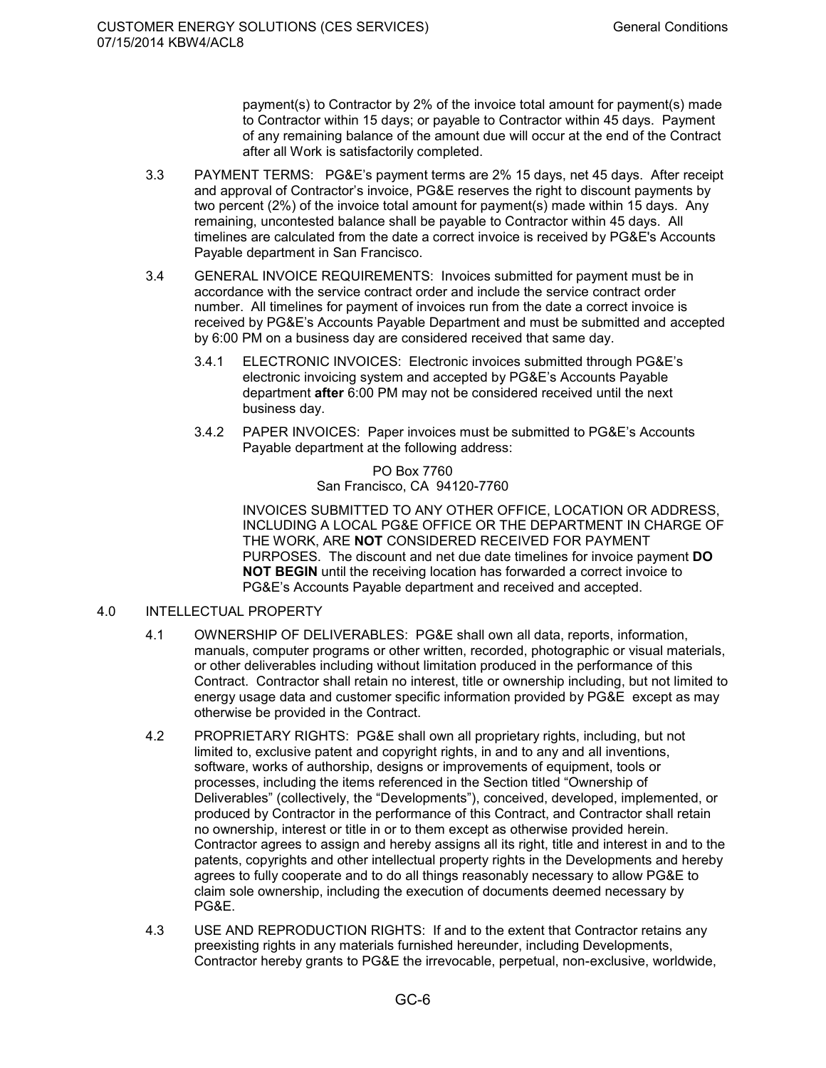payment(s) to Contractor by 2% of the invoice total amount for payment(s) made to Contractor within 15 days; or payable to Contractor within 45 days. Payment of any remaining balance of the amount due will occur at the end of the Contract after all Work is satisfactorily completed.

3.3 PAYMENT TERMS: PG&E's payment terms are 2% 15 days, net 45 days. After receipt and approval of Contractor's invoice, PG&E reserves the right to discount payments by two percent (2%) of the invoice total amount for payment(s) made within 15 days. Any remaining, uncontested balance shall be payable to Contractor within 45 days. All timelines are calculated from the date a correct invoice is received by PG&E's Accounts Payable department in San Francisco.

3.4 GENERAL INVOICE REQUIREMENTS: Invoices submitted for payment must be in accordance with the service contract order and include the service contract order number. All timelines for payment of invoices run from the date a correct invoice is received by PG&E's Accounts Payable Department and must be submitted and accepted by 6:00 PM on a business day are considered received that same day.

3.4.1 ELECTRONIC INVOICES: Electronic invoices submitted through PG&E's electronic invoicing system and accepted by PG&E's Accounts Payable department **after** 6:00 PM may not be considered received until the next business day.

3.4.2 PAPER INVOICES: Paper invoices must be submitted to PG&E's Accounts Payable department at the following address:

PO Box 7760
San Francisco, CA 94120-7760

INVOICES SUBMITTED TO ANY OTHER OFFICE, LOCATION OR ADDRESS, INCLUDING A LOCAL PG&E OFFICE OR THE DEPARTMENT IN CHARGE OF THE WORK, ARE **NOT** CONSIDERED RECEIVED FOR PAYMENT PURPOSES. The discount and net due date timelines for invoice payment **DO NOT BEGIN** until the receiving location has forwarded a correct invoice to PG&E's Accounts Payable department and received and accepted.

## 4.0 INTELLECTUAL PROPERTY

4.1 OWNERSHIP OF DELIVERABLES: PG&E shall own all data, reports, information, manuals, computer programs or other written, recorded, photographic or visual materials, or other deliverables including without limitation produced in the performance of this Contract. Contractor shall retain no interest, title or ownership including, but not limited to energy usage data and customer specific information provided by PG&E except as may otherwise be provided in the Contract.

4.2 PROPRIETARY RIGHTS: PG&E shall own all proprietary rights, including, but not limited to, exclusive patent and copyright rights, in and to any and all inventions, software, works of authorship, designs or improvements of equipment, tools or processes, including the items referenced in the Section titled "Ownership of Deliverables" (collectively, the "Developments"), conceived, developed, implemented, or produced by Contractor in the performance of this Contract, and Contractor shall retain no ownership, interest or title in or to them except as otherwise provided herein. Contractor agrees to assign and hereby assigns all its right, title and interest in and to the patents, copyrights and other intellectual property rights in the Developments and hereby agrees to fully cooperate and to do all things reasonably necessary to allow PG&E to claim sole ownership, including the execution of documents deemed necessary by PG&E.

4.3 USE AND REPRODUCTION RIGHTS: If and to the extent that Contractor retains any preexisting rights in any materials furnished hereunder, including Developments, Contractor hereby grants to PG&E the irrevocable, perpetual, non-exclusive, worldwide,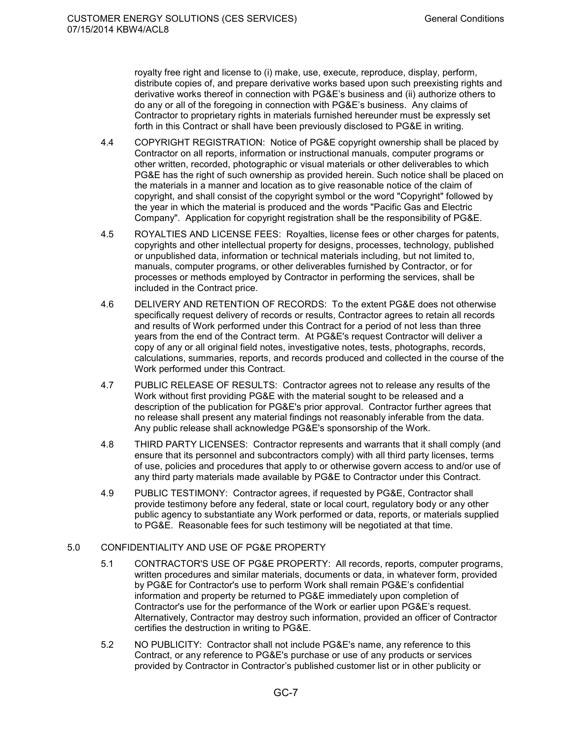royalty free right and license to (i) make, use, execute, reproduce, display, perform, distribute copies of, and prepare derivative works based upon such preexisting rights and derivative works thereof in connection with PG&E's business and (ii) authorize others to do any or all of the foregoing in connection with PG&E's business. Any claims of Contractor to proprietary rights in materials furnished hereunder must be expressly set forth in this Contract or shall have been previously disclosed to PG&E in writing.

4.4 COPYRIGHT REGISTRATION: Notice of PG&E copyright ownership shall be placed by Contractor on all reports, information or instructional manuals, computer programs or other written, recorded, photographic or visual materials or other deliverables to which PG&E has the right of such ownership as provided herein. Such notice shall be placed on the materials in a manner and location as to give reasonable notice of the claim of copyright, and shall consist of the copyright symbol or the word "Copyright" followed by the year in which the material is produced and the words "Pacific Gas and Electric Company". Application for copyright registration shall be the responsibility of PG&E.

4.5 ROYALTIES AND LICENSE FEES: Royalties, license fees or other charges for patents, copyrights and other intellectual property for designs, processes, technology, published or unpublished data, information or technical materials including, but not limited to, manuals, computer programs, or other deliverables furnished by Contractor, or for processes or methods employed by Contractor in performing the services, shall be included in the Contract price.

4.6 DELIVERY AND RETENTION OF RECORDS: To the extent PG&E does not otherwise specifically request delivery of records or results, Contractor agrees to retain all records and results of Work performed under this Contract for a period of not less than three years from the end of the Contract term. At PG&E's request Contractor will deliver a copy of any or all original field notes, investigative notes, tests, photographs, records, calculations, summaries, reports, and records produced and collected in the course of the Work performed under this Contract.

4.7 PUBLIC RELEASE OF RESULTS: Contractor agrees not to release any results of the Work without first providing PG&E with the material sought to be released and a description of the publication for PG&E's prior approval. Contractor further agrees that no release shall present any material findings not reasonably inferable from the data. Any public release shall acknowledge PG&E's sponsorship of the Work.

4.8 THIRD PARTY LICENSES: Contractor represents and warrants that it shall comply (and ensure that its personnel and subcontractors comply) with all third party licenses, terms of use, policies and procedures that apply to or otherwise govern access to and/or use of any third party materials made available by PG&E to Contractor under this Contract.

4.9 PUBLIC TESTIMONY: Contractor agrees, if requested by PG&E, Contractor shall provide testimony before any federal, state or local court, regulatory body or any other public agency to substantiate any Work performed or data, reports, or materials supplied to PG&E. Reasonable fees for such testimony will be negotiated at that time.

## 5.0 CONFIDENTIALITY AND USE OF PG&E PROPERTY

5.1 CONTRACTOR'S USE OF PG&E PROPERTY: All records, reports, computer programs, written procedures and similar materials, documents or data, in whatever form, provided by PG&E for Contractor's use to perform Work shall remain PG&E's confidential information and property be returned to PG&E immediately upon completion of Contractor's use for the performance of the Work or earlier upon PG&E's request. Alternatively, Contractor may destroy such information, provided an officer of Contractor certifies the destruction in writing to PG&E.

5.2 NO PUBLICITY: Contractor shall not include PG&E's name, any reference to this Contract, or any reference to PG&E's purchase or use of any products or services provided by Contractor in Contractor's published customer list or in other publicity or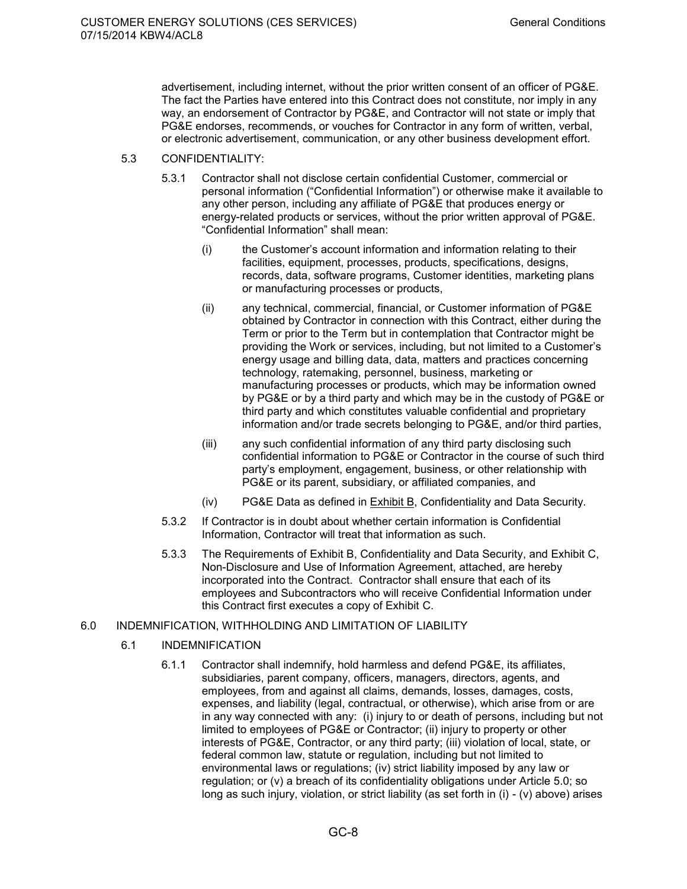advertisement, including internet, without the prior written consent of an officer of PG&E. The fact the Parties have entered into this Contract does not constitute, nor imply in any way, an endorsement of Contractor by PG&E, and Contractor will not state or imply that PG&E endorses, recommends, or vouches for Contractor in any form of written, verbal, or electronic advertisement, communication, or any other business development effort.

5.3 CONFIDENTIALITY:

5.3.1 Contractor shall not disclose certain confidential Customer, commercial or personal information ("Confidential Information") or otherwise make it available to any other person, including any affiliate of PG&E that produces energy or energy-related products or services, without the prior written approval of PG&E. "Confidential Information" shall mean:

(i) the Customer's account information and information relating to their facilities, equipment, processes, products, specifications, designs, records, data, software programs, Customer identities, marketing plans or manufacturing processes or products,

(ii) any technical, commercial, financial, or Customer information of PG&E obtained by Contractor in connection with this Contract, either during the Term or prior to the Term but in contemplation that Contractor might be providing the Work or services, including, but not limited to a Customer's energy usage and billing data, data, matters and practices concerning technology, ratemaking, personnel, business, marketing or manufacturing processes or products, which may be information owned by PG&E or by a third party and which may be in the custody of PG&E or third party and which constitutes valuable confidential and proprietary information and/or trade secrets belonging to PG&E, and/or third parties,

(iii) any such confidential information of any third party disclosing such confidential information to PG&E or Contractor in the course of such third party's employment, engagement, business, or other relationship with PG&E or its parent, subsidiary, or affiliated companies, and

(iv) PG&E Data as defined in Exhibit B, Confidentiality and Data Security.

5.3.2 If Contractor is in doubt about whether certain information is Confidential Information, Contractor will treat that information as such.

5.3.3 The Requirements of Exhibit B, Confidentiality and Data Security, and Exhibit C, Non-Disclosure and Use of Information Agreement, attached, are hereby incorporated into the Contract. Contractor shall ensure that each of its employees and Subcontractors who will receive Confidential Information under this Contract first executes a copy of Exhibit C.

## 6.0 INDEMNIFICATION, WITHHOLDING AND LIMITATION OF LIABILITY

### 6.1 INDEMNIFICATION

6.1.1 Contractor shall indemnify, hold harmless and defend PG&E, its affiliates, subsidiaries, parent company, officers, managers, directors, agents, and employees, from and against all claims, demands, losses, damages, costs, expenses, and liability (legal, contractual, or otherwise), which arise from or are in any way connected with any: (i) injury to or death of persons, including but not limited to employees of PG&E or Contractor; (ii) injury to property or other interests of PG&E, Contractor, or any third party; (iii) violation of local, state, or federal common law, statute or regulation, including but not limited to environmental laws or regulations; (iv) strict liability imposed by any law or regulation; or (v) a breach of its confidentiality obligations under Article 5.0; so long as such injury, violation, or strict liability (as set forth in (i) - (v) above) arises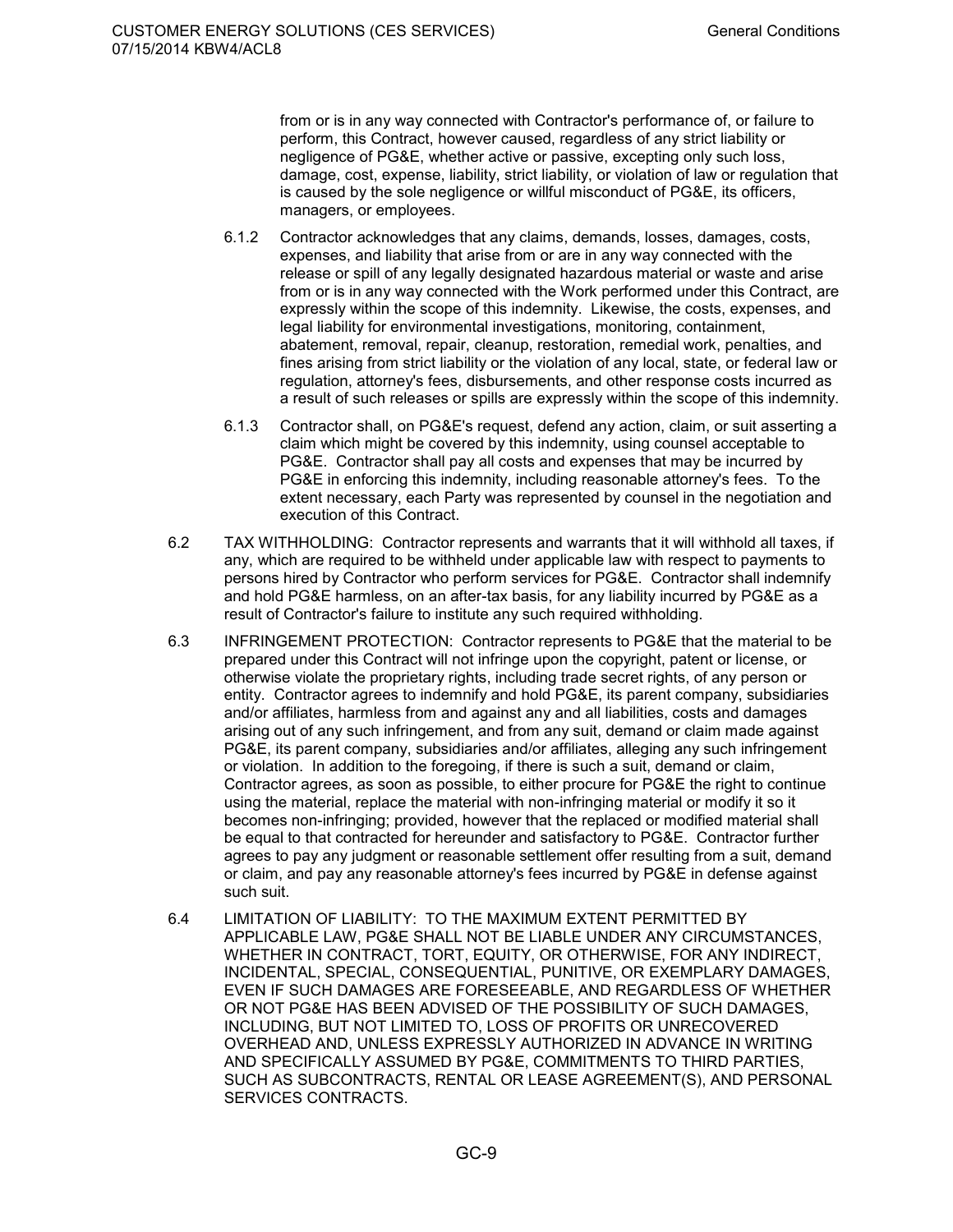from or is in any way connected with Contractor's performance of, or failure to perform, this Contract, however caused, regardless of any strict liability or negligence of PG&E, whether active or passive, excepting only such loss, damage, cost, expense, liability, strict liability, or violation of law or regulation that is caused by the sole negligence or willful misconduct of PG&E, its officers, managers, or employees.

6.1.2 Contractor acknowledges that any claims, demands, losses, damages, costs, expenses, and liability that arise from or are in any way connected with the release or spill of any legally designated hazardous material or waste and arise from or is in any way connected with the Work performed under this Contract, are expressly within the scope of this indemnity. Likewise, the costs, expenses, and legal liability for environmental investigations, monitoring, containment, abatement, removal, repair, cleanup, restoration, remedial work, penalties, and fines arising from strict liability or the violation of any local, state, or federal law or regulation, attorney's fees, disbursements, and other response costs incurred as a result of such releases or spills are expressly within the scope of this indemnity.

6.1.3 Contractor shall, on PG&E's request, defend any action, claim, or suit asserting a claim which might be covered by this indemnity, using counsel acceptable to PG&E. Contractor shall pay all costs and expenses that may be incurred by PG&E in enforcing this indemnity, including reasonable attorney's fees. To the extent necessary, each Party was represented by counsel in the negotiation and execution of this Contract.

6.2 TAX WITHHOLDING: Contractor represents and warrants that it will withhold all taxes, if any, which are required to be withheld under applicable law with respect to payments to persons hired by Contractor who perform services for PG&E. Contractor shall indemnify and hold PG&E harmless, on an after-tax basis, for any liability incurred by PG&E as a result of Contractor's failure to institute any such required withholding.

6.3 INFRINGEMENT PROTECTION: Contractor represents to PG&E that the material to be prepared under this Contract will not infringe upon the copyright, patent or license, or otherwise violate the proprietary rights, including trade secret rights, of any person or entity. Contractor agrees to indemnify and hold PG&E, its parent company, subsidiaries and/or affiliates, harmless from and against any and all liabilities, costs and damages arising out of any such infringement, and from any suit, demand or claim made against PG&E, its parent company, subsidiaries and/or affiliates, alleging any such infringement or violation. In addition to the foregoing, if there is such a suit, demand or claim, Contractor agrees, as soon as possible, to either procure for PG&E the right to continue using the material, replace the material with non-infringing material or modify it so it becomes non-infringing; provided, however that the replaced or modified material shall be equal to that contracted for hereunder and satisfactory to PG&E. Contractor further agrees to pay any judgment or reasonable settlement offer resulting from a suit, demand or claim, and pay any reasonable attorney's fees incurred by PG&E in defense against such suit.

6.4 LIMITATION OF LIABILITY: TO THE MAXIMUM EXTENT PERMITTED BY APPLICABLE LAW, PG&E SHALL NOT BE LIABLE UNDER ANY CIRCUMSTANCES, WHETHER IN CONTRACT, TORT, EQUITY, OR OTHERWISE, FOR ANY INDIRECT, INCIDENTAL, SPECIAL, CONSEQUENTIAL, PUNITIVE, OR EXEMPLARY DAMAGES, EVEN IF SUCH DAMAGES ARE FORESEEABLE, AND REGARDLESS OF WHETHER OR NOT PG&E HAS BEEN ADVISED OF THE POSSIBILITY OF SUCH DAMAGES, INCLUDING, BUT NOT LIMITED TO, LOSS OF PROFITS OR UNRECOVERED OVERHEAD AND, UNLESS EXPRESSLY AUTHORIZED IN ADVANCE IN WRITING AND SPECIFICALLY ASSUMED BY PG&E, COMMITMENTS TO THIRD PARTIES, SUCH AS SUBCONTRACTS, RENTAL OR LEASE AGREEMENT(S), AND PERSONAL SERVICES CONTRACTS.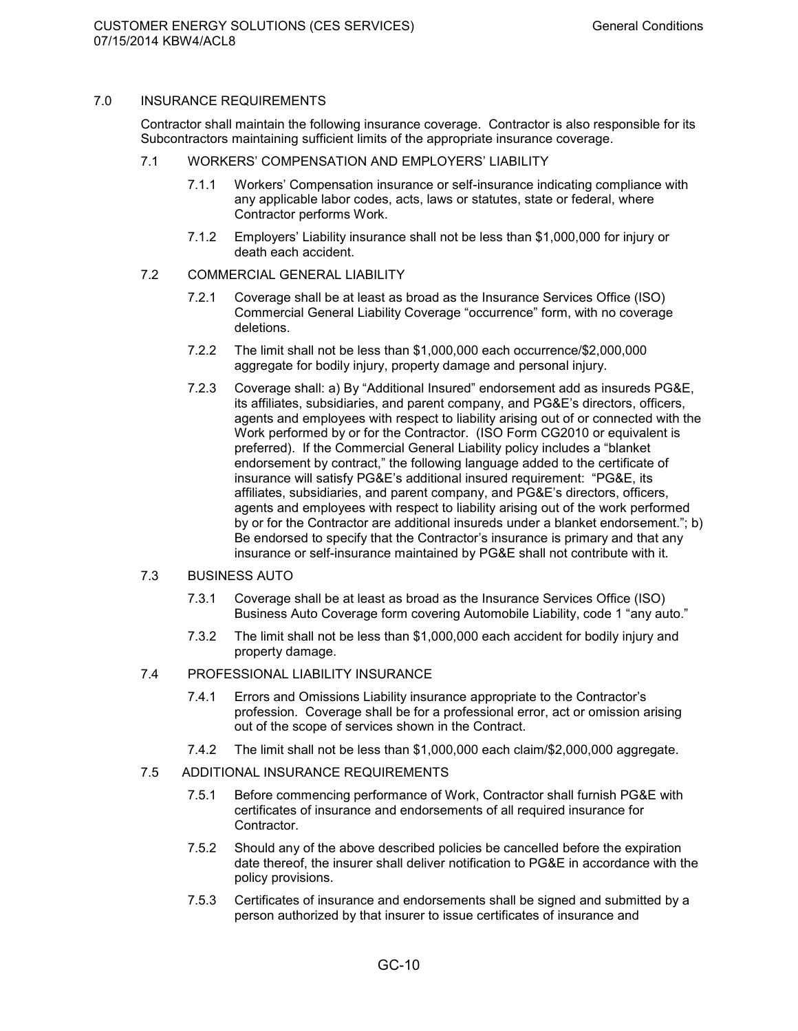## 7.0 INSURANCE REQUIREMENTS

Contractor shall maintain the following insurance coverage. Contractor is also responsible for its Subcontractors maintaining sufficient limits of the appropriate insurance coverage.

### 7.1 WORKERS' COMPENSATION AND EMPLOYERS' LIABILITY

7.1.1 Workers' Compensation insurance or self-insurance indicating compliance with any applicable labor codes, acts, laws or statutes, state or federal, where Contractor performs Work.

7.1.2 Employers' Liability insurance shall not be less than $1,000,000 for injury or death each accident.

### 7.2 COMMERCIAL GENERAL LIABILITY

7.2.1 Coverage shall be at least as broad as the Insurance Services Office (ISO) Commercial General Liability Coverage "occurrence" form, with no coverage deletions.

7.2.2 The limit shall not be less than $1,000,000 each occurrence/$2,000,000 aggregate for bodily injury, property damage and personal injury.

7.2.3 Coverage shall: a) By "Additional Insured" endorsement add as insureds PG&E, its affiliates, subsidiaries, and parent company, and PG&E's directors, officers, agents and employees with respect to liability arising out of or connected with the Work performed by or for the Contractor. (ISO Form CG2010 or equivalent is preferred). If the Commercial General Liability policy includes a "blanket endorsement by contract," the following language added to the certificate of insurance will satisfy PG&E's additional insured requirement: "PG&E, its affiliates, subsidiaries, and parent company, and PG&E's directors, officers, agents and employees with respect to liability arising out of the work performed by or for the Contractor are additional insureds under a blanket endorsement."; b) Be endorsed to specify that the Contractor's insurance is primary and that any insurance or self-insurance maintained by PG&E shall not contribute with it.

### 7.3 BUSINESS AUTO

7.3.1 Coverage shall be at least as broad as the Insurance Services Office (ISO) Business Auto Coverage form covering Automobile Liability, code 1 "any auto."

7.3.2 The limit shall not be less than $1,000,000 each accident for bodily injury and property damage.

### 7.4 PROFESSIONAL LIABILITY INSURANCE

7.4.1 Errors and Omissions Liability insurance appropriate to the Contractor's profession. Coverage shall be for a professional error, act or omission arising out of the scope of services shown in the Contract.

7.4.2 The limit shall not be less than $1,000,000 each claim/$2,000,000 aggregate.

### 7.5 ADDITIONAL INSURANCE REQUIREMENTS

7.5.1 Before commencing performance of Work, Contractor shall furnish PG&E with certificates of insurance and endorsements of all required insurance for Contractor.

7.5.2 Should any of the above described policies be cancelled before the expiration date thereof, the insurer shall deliver notification to PG&E in accordance with the policy provisions.

7.5.3 Certificates of insurance and endorsements shall be signed and submitted by a person authorized by that insurer to issue certificates of insurance and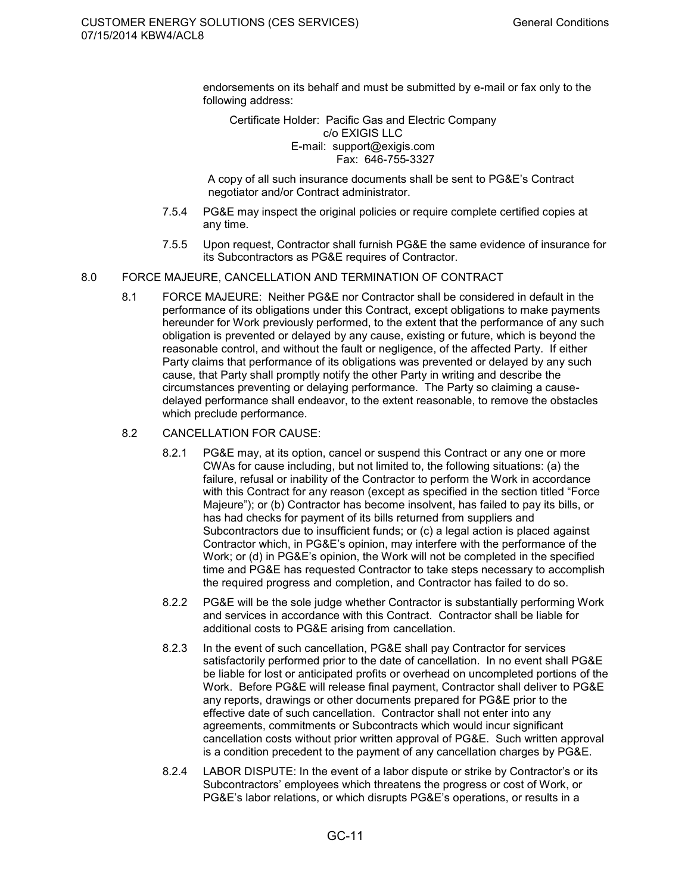endorsements on its behalf and must be submitted by e-mail or fax only to the following address:

Certificate Holder: Pacific Gas and Electric Company
c/o EXIGIS LLC
E-mail: support@exigis.com
Fax: 646-755-3327

A copy of all such insurance documents shall be sent to PG&E's Contract negotiator and/or Contract administrator.

7.5.4 PG&E may inspect the original policies or require complete certified copies at any time.

7.5.5 Upon request, Contractor shall furnish PG&E the same evidence of insurance for its Subcontractors as PG&E requires of Contractor.

## 8.0 FORCE MAJEURE, CANCELLATION AND TERMINATION OF CONTRACT

8.1 FORCE MAJEURE: Neither PG&E nor Contractor shall be considered in default in the performance of its obligations under this Contract, except obligations to make payments hereunder for Work previously performed, to the extent that the performance of any such obligation is prevented or delayed by any cause, existing or future, which is beyond the reasonable control, and without the fault or negligence, of the affected Party. If either Party claims that performance of its obligations was prevented or delayed by any such cause, that Party shall promptly notify the other Party in writing and describe the circumstances preventing or delaying performance. The Party so claiming a cause-delayed performance shall endeavor, to the extent reasonable, to remove the obstacles which preclude performance.

8.2 CANCELLATION FOR CAUSE:

8.2.1 PG&E may, at its option, cancel or suspend this Contract or any one or more CWAs for cause including, but not limited to, the following situations: (a) the failure, refusal or inability of the Contractor to perform the Work in accordance with this Contract for any reason (except as specified in the section titled "Force Majeure"); or (b) Contractor has become insolvent, has failed to pay its bills, or has had checks for payment of its bills returned from suppliers and Subcontractors due to insufficient funds; or (c) a legal action is placed against Contractor which, in PG&E's opinion, may interfere with the performance of the Work; or (d) in PG&E's opinion, the Work will not be completed in the specified time and PG&E has requested Contractor to take steps necessary to accomplish the required progress and completion, and Contractor has failed to do so.

8.2.2 PG&E will be the sole judge whether Contractor is substantially performing Work and services in accordance with this Contract. Contractor shall be liable for additional costs to PG&E arising from cancellation.

8.2.3 In the event of such cancellation, PG&E shall pay Contractor for services satisfactorily performed prior to the date of cancellation. In no event shall PG&E be liable for lost or anticipated profits or overhead on uncompleted portions of the Work. Before PG&E will release final payment, Contractor shall deliver to PG&E any reports, drawings or other documents prepared for PG&E prior to the effective date of such cancellation. Contractor shall not enter into any agreements, commitments or Subcontracts which would incur significant cancellation costs without prior written approval of PG&E. Such written approval is a condition precedent to the payment of any cancellation charges by PG&E.

8.2.4 LABOR DISPUTE: In the event of a labor dispute or strike by Contractor's or its Subcontractors' employees which threatens the progress or cost of Work, or PG&E's labor relations, or which disrupts PG&E's operations, or results in a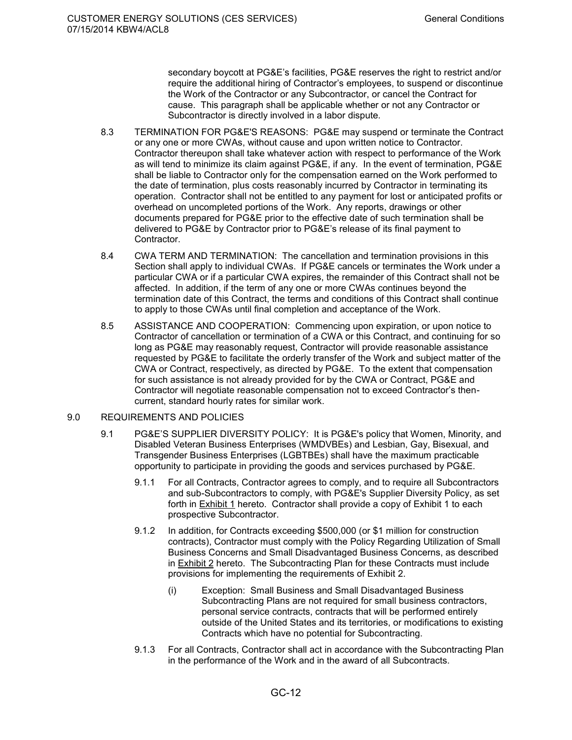secondary boycott at PG&E's facilities, PG&E reserves the right to restrict and/or require the additional hiring of Contractor's employees, to suspend or discontinue the Work of the Contractor or any Subcontractor, or cancel the Contract for cause. This paragraph shall be applicable whether or not any Contractor or Subcontractor is directly involved in a labor dispute.

8.3 TERMINATION FOR PG&E'S REASONS: PG&E may suspend or terminate the Contract or any one or more CWAs, without cause and upon written notice to Contractor. Contractor thereupon shall take whatever action with respect to performance of the Work as will tend to minimize its claim against PG&E, if any. In the event of termination, PG&E shall be liable to Contractor only for the compensation earned on the Work performed to the date of termination, plus costs reasonably incurred by Contractor in terminating its operation. Contractor shall not be entitled to any payment for lost or anticipated profits or overhead on uncompleted portions of the Work. Any reports, drawings or other documents prepared for PG&E prior to the effective date of such termination shall be delivered to PG&E by Contractor prior to PG&E's release of its final payment to Contractor.

8.4 CWA TERM AND TERMINATION: The cancellation and termination provisions in this Section shall apply to individual CWAs. If PG&E cancels or terminates the Work under a particular CWA or if a particular CWA expires, the remainder of this Contract shall not be affected. In addition, if the term of any one or more CWAs continues beyond the termination date of this Contract, the terms and conditions of this Contract shall continue to apply to those CWAs until final completion and acceptance of the Work.

8.5 ASSISTANCE AND COOPERATION: Commencing upon expiration, or upon notice to Contractor of cancellation or termination of a CWA or this Contract, and continuing for so long as PG&E may reasonably request, Contractor will provide reasonable assistance requested by PG&E to facilitate the orderly transfer of the Work and subject matter of the CWA or Contract, respectively, as directed by PG&E. To the extent that compensation for such assistance is not already provided for by the CWA or Contract, PG&E and Contractor will negotiate reasonable compensation not to exceed Contractor's then-current, standard hourly rates for similar work.

## 9.0 REQUIREMENTS AND POLICIES

9.1 PG&E'S SUPPLIER DIVERSITY POLICY: It is PG&E's policy that Women, Minority, and Disabled Veteran Business Enterprises (WMDVBEs) and Lesbian, Gay, Bisexual, and Transgender Business Enterprises (LGBTBEs) shall have the maximum practicable opportunity to participate in providing the goods and services purchased by PG&E.

9.1.1 For all Contracts, Contractor agrees to comply, and to require all Subcontractors and sub-Subcontractors to comply, with PG&E's Supplier Diversity Policy, as set forth in Exhibit 1 hereto. Contractor shall provide a copy of Exhibit 1 to each prospective Subcontractor.

9.1.2 In addition, for Contracts exceeding $500,000 (or $1 million for construction contracts), Contractor must comply with the Policy Regarding Utilization of Small Business Concerns and Small Disadvantaged Business Concerns, as described in Exhibit 2 hereto. The Subcontracting Plan for these Contracts must include provisions for implementing the requirements of Exhibit 2.

(i) Exception: Small Business and Small Disadvantaged Business Subcontracting Plans are not required for small business contractors, personal service contracts, contracts that will be performed entirely outside of the United States and its territories, or modifications to existing Contracts which have no potential for Subcontracting.

9.1.3 For all Contracts, Contractor shall act in accordance with the Subcontracting Plan in the performance of the Work and in the award of all Subcontracts.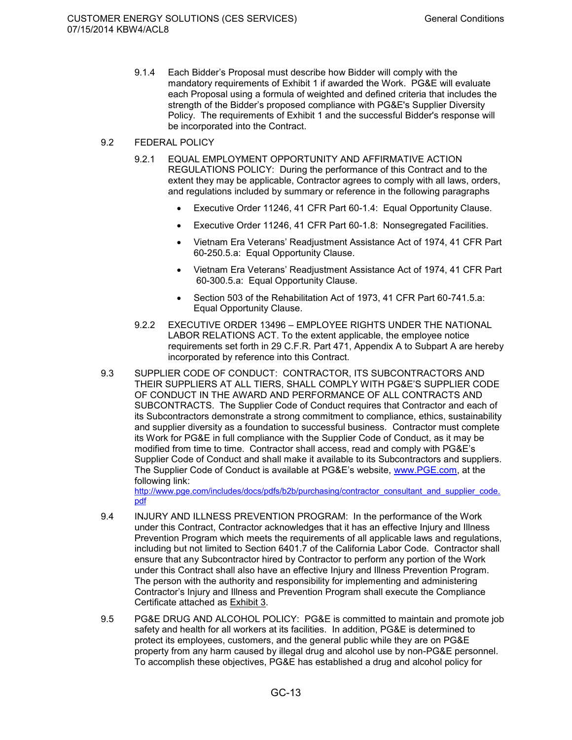9.1.4 Each Bidder's Proposal must describe how Bidder will comply with the mandatory requirements of Exhibit 1 if awarded the Work. PG&E will evaluate each Proposal using a formula of weighted and defined criteria that includes the strength of the Bidder's proposed compliance with PG&E's Supplier Diversity Policy. The requirements of Exhibit 1 and the successful Bidder's response will be incorporated into the Contract.

9.2 FEDERAL POLICY

9.2.1 EQUAL EMPLOYMENT OPPORTUNITY AND AFFIRMATIVE ACTION REGULATIONS POLICY: During the performance of this Contract and to the extent they may be applicable, Contractor agrees to comply with all laws, orders, and regulations included by summary or reference in the following paragraphs

- Executive Order 11246, 41 CFR Part 60-1.4: Equal Opportunity Clause.
- Executive Order 11246, 41 CFR Part 60-1.8: Nonsegregated Facilities.
- Vietnam Era Veterans' Readjustment Assistance Act of 1974, 41 CFR Part 60-250.5.a: Equal Opportunity Clause.
- Vietnam Era Veterans' Readjustment Assistance Act of 1974, 41 CFR Part 60-300.5.a: Equal Opportunity Clause.
- Section 503 of the Rehabilitation Act of 1973, 41 CFR Part 60-741.5.a: Equal Opportunity Clause.

9.2.2 EXECUTIVE ORDER 13496 – EMPLOYEE RIGHTS UNDER THE NATIONAL LABOR RELATIONS ACT. To the extent applicable, the employee notice requirements set forth in 29 C.F.R. Part 471, Appendix A to Subpart A are hereby incorporated by reference into this Contract.

9.3 SUPPLIER CODE OF CONDUCT: CONTRACTOR, ITS SUBCONTRACTORS AND THEIR SUPPLIERS AT ALL TIERS, SHALL COMPLY WITH PG&E'S SUPPLIER CODE OF CONDUCT IN THE AWARD AND PERFORMANCE OF ALL CONTRACTS AND SUBCONTRACTS. The Supplier Code of Conduct requires that Contractor and each of its Subcontractors demonstrate a strong commitment to compliance, ethics, sustainability and supplier diversity as a foundation to successful business. Contractor must complete its Work for PG&E in full compliance with the Supplier Code of Conduct, as it may be modified from time to time. Contractor shall access, read and comply with PG&E's Supplier Code of Conduct and shall make it available to its Subcontractors and suppliers. The Supplier Code of Conduct is available at PG&E's website, www.PGE.com, at the following link: http://www.pge.com/includes/docs/pdfs/b2b/purchasing/contractor_consultant_and_supplier_code.pdf

9.4 INJURY AND ILLNESS PREVENTION PROGRAM: In the performance of the Work under this Contract, Contractor acknowledges that it has an effective Injury and Illness Prevention Program which meets the requirements of all applicable laws and regulations, including but not limited to Section 6401.7 of the California Labor Code. Contractor shall ensure that any Subcontractor hired by Contractor to perform any portion of the Work under this Contract shall also have an effective Injury and Illness Prevention Program. The person with the authority and responsibility for implementing and administering Contractor's Injury and Illness and Prevention Program shall execute the Compliance Certificate attached as Exhibit 3.

9.5 PG&E DRUG AND ALCOHOL POLICY: PG&E is committed to maintain and promote job safety and health for all workers at its facilities. In addition, PG&E is determined to protect its employees, customers, and the general public while they are on PG&E property from any harm caused by illegal drug and alcohol use by non-PG&E personnel. To accomplish these objectives, PG&E has established a drug and alcohol policy for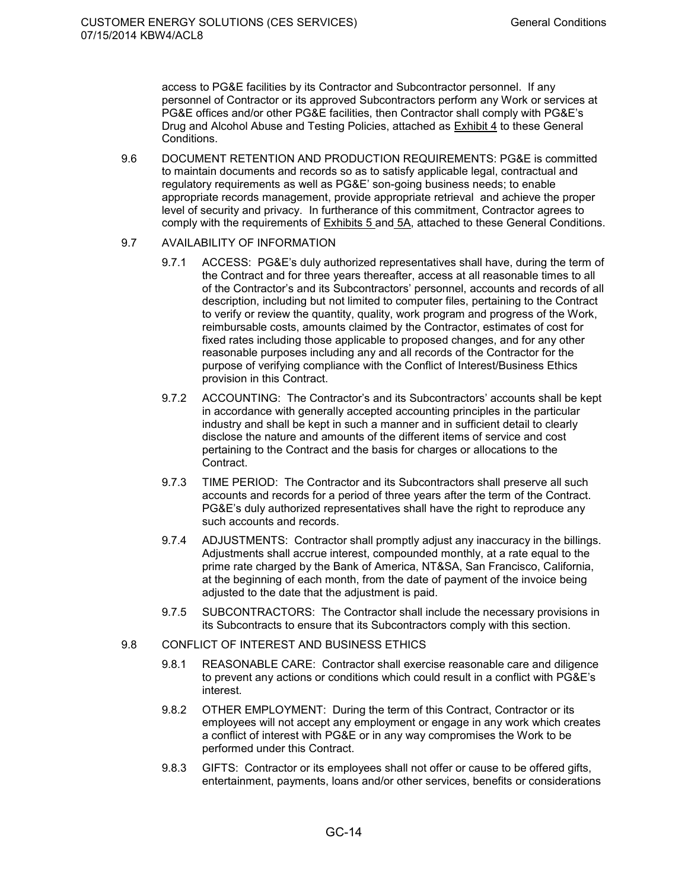access to PG&E facilities by its Contractor and Subcontractor personnel. If any personnel of Contractor or its approved Subcontractors perform any Work or services at PG&E offices and/or other PG&E facilities, then Contractor shall comply with PG&E's Drug and Alcohol Abuse and Testing Policies, attached as Exhibit 4 to these General Conditions.

9.6 DOCUMENT RETENTION AND PRODUCTION REQUIREMENTS: PG&E is committed to maintain documents and records so as to satisfy applicable legal, contractual and regulatory requirements as well as PG&E' son-going business needs; to enable appropriate records management, provide appropriate retrieval and achieve the proper level of security and privacy. In furtherance of this commitment, Contractor agrees to comply with the requirements of Exhibits 5 and 5A, attached to these General Conditions.

9.7 AVAILABILITY OF INFORMATION

9.7.1 ACCESS: PG&E's duly authorized representatives shall have, during the term of the Contract and for three years thereafter, access at all reasonable times to all of the Contractor's and its Subcontractors' personnel, accounts and records of all description, including but not limited to computer files, pertaining to the Contract to verify or review the quantity, quality, work program and progress of the Work, reimbursable costs, amounts claimed by the Contractor, estimates of cost for fixed rates including those applicable to proposed changes, and for any other reasonable purposes including any and all records of the Contractor for the purpose of verifying compliance with the Conflict of Interest/Business Ethics provision in this Contract.

9.7.2 ACCOUNTING: The Contractor's and its Subcontractors' accounts shall be kept in accordance with generally accepted accounting principles in the particular industry and shall be kept in such a manner and in sufficient detail to clearly disclose the nature and amounts of the different items of service and cost pertaining to the Contract and the basis for charges or allocations to the Contract.

9.7.3 TIME PERIOD: The Contractor and its Subcontractors shall preserve all such accounts and records for a period of three years after the term of the Contract. PG&E's duly authorized representatives shall have the right to reproduce any such accounts and records.

9.7.4 ADJUSTMENTS: Contractor shall promptly adjust any inaccuracy in the billings. Adjustments shall accrue interest, compounded monthly, at a rate equal to the prime rate charged by the Bank of America, NT&SA, San Francisco, California, at the beginning of each month, from the date of payment of the invoice being adjusted to the date that the adjustment is paid.

9.7.5 SUBCONTRACTORS: The Contractor shall include the necessary provisions in its Subcontracts to ensure that its Subcontractors comply with this section.

9.8 CONFLICT OF INTEREST AND BUSINESS ETHICS

9.8.1 REASONABLE CARE: Contractor shall exercise reasonable care and diligence to prevent any actions or conditions which could result in a conflict with PG&E's interest.

9.8.2 OTHER EMPLOYMENT: During the term of this Contract, Contractor or its employees will not accept any employment or engage in any work which creates a conflict of interest with PG&E or in any way compromises the Work to be performed under this Contract.

9.8.3 GIFTS: Contractor or its employees shall not offer or cause to be offered gifts, entertainment, payments, loans and/or other services, benefits or considerations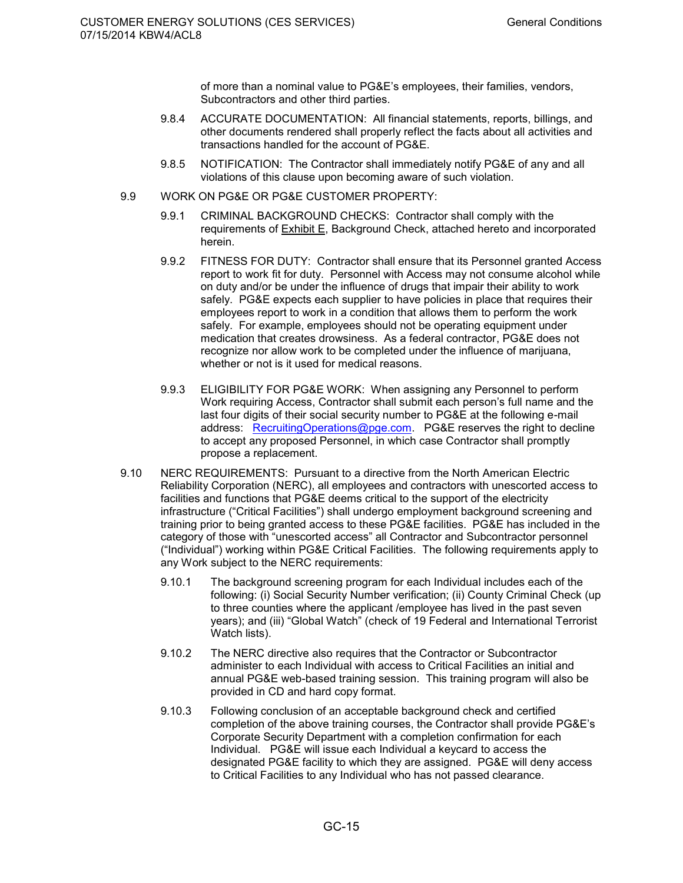of more than a nominal value to PG&E's employees, their families, vendors, Subcontractors and other third parties.

9.8.4 ACCURATE DOCUMENTATION: All financial statements, reports, billings, and other documents rendered shall properly reflect the facts about all activities and transactions handled for the account of PG&E.

9.8.5 NOTIFICATION: The Contractor shall immediately notify PG&E of any and all violations of this clause upon becoming aware of such violation.

9.9 WORK ON PG&E OR PG&E CUSTOMER PROPERTY:

9.9.1 CRIMINAL BACKGROUND CHECKS: Contractor shall comply with the requirements of Exhibit E, Background Check, attached hereto and incorporated herein.

9.9.2 FITNESS FOR DUTY: Contractor shall ensure that its Personnel granted Access report to work fit for duty. Personnel with Access may not consume alcohol while on duty and/or be under the influence of drugs that impair their ability to work safely. PG&E expects each supplier to have policies in place that requires their employees report to work in a condition that allows them to perform the work safely. For example, employees should not be operating equipment under medication that creates drowsiness. As a federal contractor, PG&E does not recognize nor allow work to be completed under the influence of marijuana, whether or not is it used for medical reasons.

9.9.3 ELIGIBILITY FOR PG&E WORK: When assigning any Personnel to perform Work requiring Access, Contractor shall submit each person's full name and the last four digits of their social security number to PG&E at the following e-mail address: RecruitingOperations@pge.com. PG&E reserves the right to decline to accept any proposed Personnel, in which case Contractor shall promptly propose a replacement.

9.10 NERC REQUIREMENTS: Pursuant to a directive from the North American Electric Reliability Corporation (NERC), all employees and contractors with unescorted access to facilities and functions that PG&E deems critical to the support of the electricity infrastructure ("Critical Facilities") shall undergo employment background screening and training prior to being granted access to these PG&E facilities. PG&E has included in the category of those with "unescorted access" all Contractor and Subcontractor personnel ("Individual") working within PG&E Critical Facilities. The following requirements apply to any Work subject to the NERC requirements:

9.10.1 The background screening program for each Individual includes each of the following: (i) Social Security Number verification; (ii) County Criminal Check (up to three counties where the applicant /employee has lived in the past seven years); and (iii) "Global Watch" (check of 19 Federal and International Terrorist Watch lists).

9.10.2 The NERC directive also requires that the Contractor or Subcontractor administer to each Individual with access to Critical Facilities an initial and annual PG&E web-based training session. This training program will also be provided in CD and hard copy format.

9.10.3 Following conclusion of an acceptable background check and certified completion of the above training courses, the Contractor shall provide PG&E's Corporate Security Department with a completion confirmation for each Individual. PG&E will issue each Individual a keycard to access the designated PG&E facility to which they are assigned. PG&E will deny access to Critical Facilities to any Individual who has not passed clearance.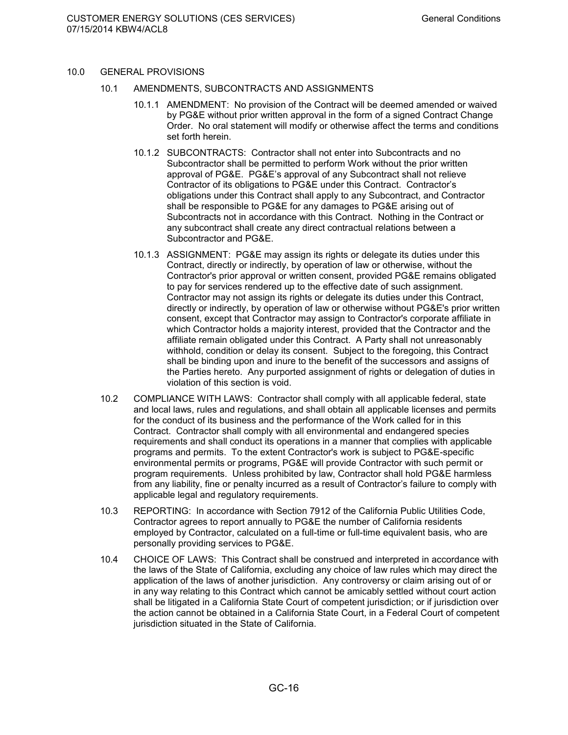## 10.0 GENERAL PROVISIONS

### 10.1 AMENDMENTS, SUBCONTRACTS AND ASSIGNMENTS

10.1.1 AMENDMENT: No provision of the Contract will be deemed amended or waived by PG&E without prior written approval in the form of a signed Contract Change Order. No oral statement will modify or otherwise affect the terms and conditions set forth herein.

10.1.2 SUBCONTRACTS: Contractor shall not enter into Subcontracts and no Subcontractor shall be permitted to perform Work without the prior written approval of PG&E. PG&E's approval of any Subcontract shall not relieve Contractor of its obligations to PG&E under this Contract. Contractor's obligations under this Contract shall apply to any Subcontract, and Contractor shall be responsible to PG&E for any damages to PG&E arising out of Subcontracts not in accordance with this Contract. Nothing in the Contract or any subcontract shall create any direct contractual relations between a Subcontractor and PG&E.

10.1.3 ASSIGNMENT: PG&E may assign its rights or delegate its duties under this Contract, directly or indirectly, by operation of law or otherwise, without the Contractor's prior approval or written consent, provided PG&E remains obligated to pay for services rendered up to the effective date of such assignment. Contractor may not assign its rights or delegate its duties under this Contract, directly or indirectly, by operation of law or otherwise without PG&E's prior written consent, except that Contractor may assign to Contractor's corporate affiliate in which Contractor holds a majority interest, provided that the Contractor and the affiliate remain obligated under this Contract. A Party shall not unreasonably withhold, condition or delay its consent. Subject to the foregoing, this Contract shall be binding upon and inure to the benefit of the successors and assigns of the Parties hereto. Any purported assignment of rights or delegation of duties in violation of this section is void.

### 10.2 COMPLIANCE WITH LAWS

COMPLIANCE WITH LAWS: Contractor shall comply with all applicable federal, state and local laws, rules and regulations, and shall obtain all applicable licenses and permits for the conduct of its business and the performance of the Work called for in this Contract. Contractor shall comply with all environmental and endangered species requirements and shall conduct its operations in a manner that complies with applicable programs and permits. To the extent Contractor's work is subject to PG&E-specific environmental permits or programs, PG&E will provide Contractor with such permit or program requirements. Unless prohibited by law, Contractor shall hold PG&E harmless from any liability, fine or penalty incurred as a result of Contractor's failure to comply with applicable legal and regulatory requirements.

### 10.3 REPORTING

REPORTING: In accordance with Section 7912 of the California Public Utilities Code, Contractor agrees to report annually to PG&E the number of California residents employed by Contractor, calculated on a full-time or full-time equivalent basis, who are personally providing services to PG&E.

### 10.4 CHOICE OF LAWS

CHOICE OF LAWS: This Contract shall be construed and interpreted in accordance with the laws of the State of California, excluding any choice of law rules which may direct the application of the laws of another jurisdiction. Any controversy or claim arising out of or in any way relating to this Contract which cannot be amicably settled without court action shall be litigated in a California State Court of competent jurisdiction; or if jurisdiction over the action cannot be obtained in a California State Court, in a Federal Court of competent jurisdiction situated in the State of California.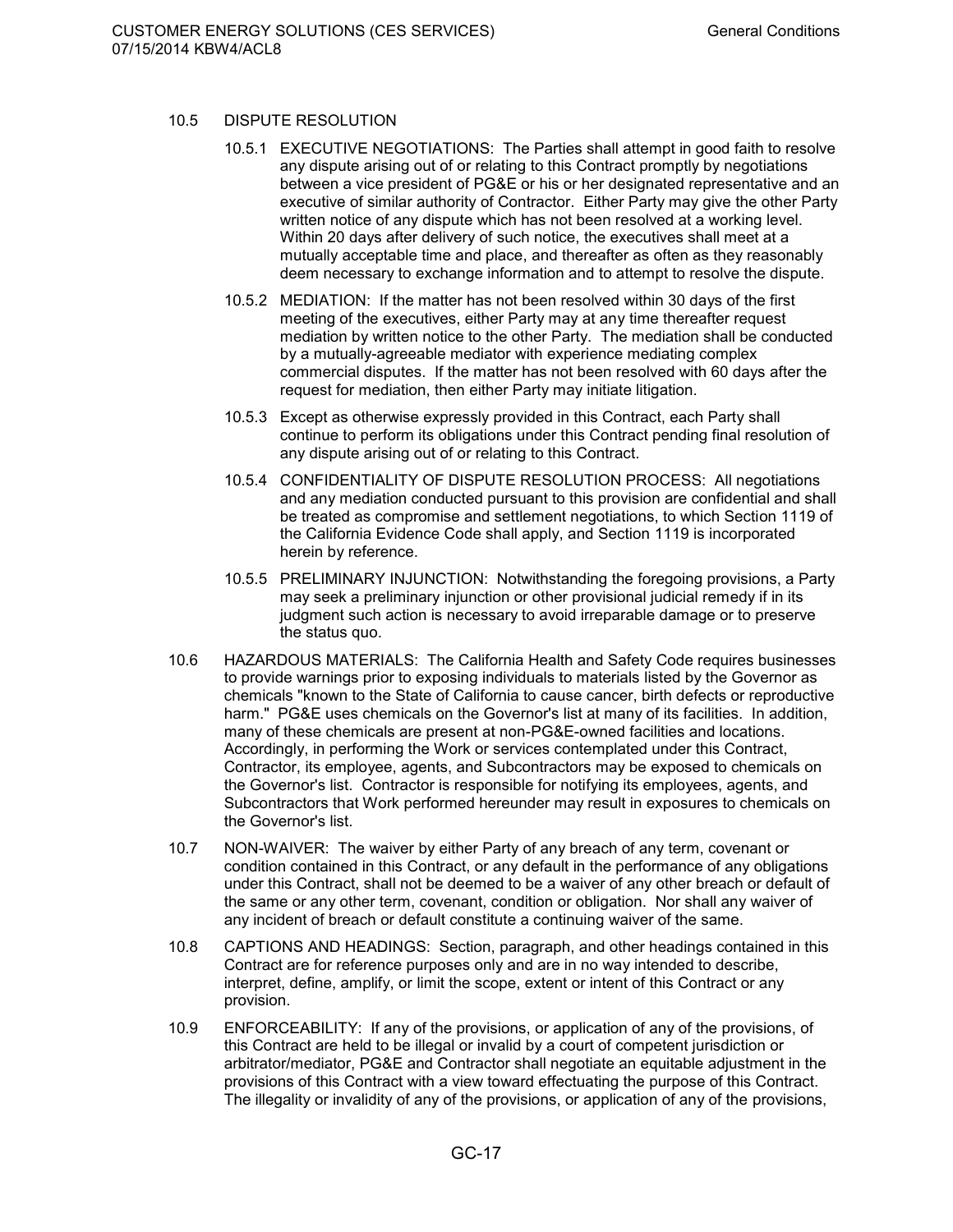10.5 DISPUTE RESOLUTION

10.5.1 EXECUTIVE NEGOTIATIONS: The Parties shall attempt in good faith to resolve any dispute arising out of or relating to this Contract promptly by negotiations between a vice president of PG&E or his or her designated representative and an executive of similar authority of Contractor. Either Party may give the other Party written notice of any dispute which has not been resolved at a working level. Within 20 days after delivery of such notice, the executives shall meet at a mutually acceptable time and place, and thereafter as often as they reasonably deem necessary to exchange information and to attempt to resolve the dispute.

10.5.2 MEDIATION: If the matter has not been resolved within 30 days of the first meeting of the executives, either Party may at any time thereafter request mediation by written notice to the other Party. The mediation shall be conducted by a mutually-agreeable mediator with experience mediating complex commercial disputes. If the matter has not been resolved with 60 days after the request for mediation, then either Party may initiate litigation.

10.5.3 Except as otherwise expressly provided in this Contract, each Party shall continue to perform its obligations under this Contract pending final resolution of any dispute arising out of or relating to this Contract.

10.5.4 CONFIDENTIALITY OF DISPUTE RESOLUTION PROCESS: All negotiations and any mediation conducted pursuant to this provision are confidential and shall be treated as compromise and settlement negotiations, to which Section 1119 of the California Evidence Code shall apply, and Section 1119 is incorporated herein by reference.

10.5.5 PRELIMINARY INJUNCTION: Notwithstanding the foregoing provisions, a Party may seek a preliminary injunction or other provisional judicial remedy if in its judgment such action is necessary to avoid irreparable damage or to preserve the status quo.

10.6 HAZARDOUS MATERIALS: The California Health and Safety Code requires businesses to provide warnings prior to exposing individuals to materials listed by the Governor as chemicals "known to the State of California to cause cancer, birth defects or reproductive harm." PG&E uses chemicals on the Governor's list at many of its facilities. In addition, many of these chemicals are present at non-PG&E-owned facilities and locations. Accordingly, in performing the Work or services contemplated under this Contract, Contractor, its employee, agents, and Subcontractors may be exposed to chemicals on the Governor's list. Contractor is responsible for notifying its employees, agents, and Subcontractors that Work performed hereunder may result in exposures to chemicals on the Governor's list.

10.7 NON-WAIVER: The waiver by either Party of any breach of any term, covenant or condition contained in this Contract, or any default in the performance of any obligations under this Contract, shall not be deemed to be a waiver of any other breach or default of the same or any other term, covenant, condition or obligation. Nor shall any waiver of any incident of breach or default constitute a continuing waiver of the same.

10.8 CAPTIONS AND HEADINGS: Section, paragraph, and other headings contained in this Contract are for reference purposes only and are in no way intended to describe, interpret, define, amplify, or limit the scope, extent or intent of this Contract or any provision.

10.9 ENFORCEABILITY: If any of the provisions, or application of any of the provisions, of this Contract are held to be illegal or invalid by a court of competent jurisdiction or arbitrator/mediator, PG&E and Contractor shall negotiate an equitable adjustment in the provisions of this Contract with a view toward effectuating the purpose of this Contract. The illegality or invalidity of any of the provisions, or application of any of the provisions,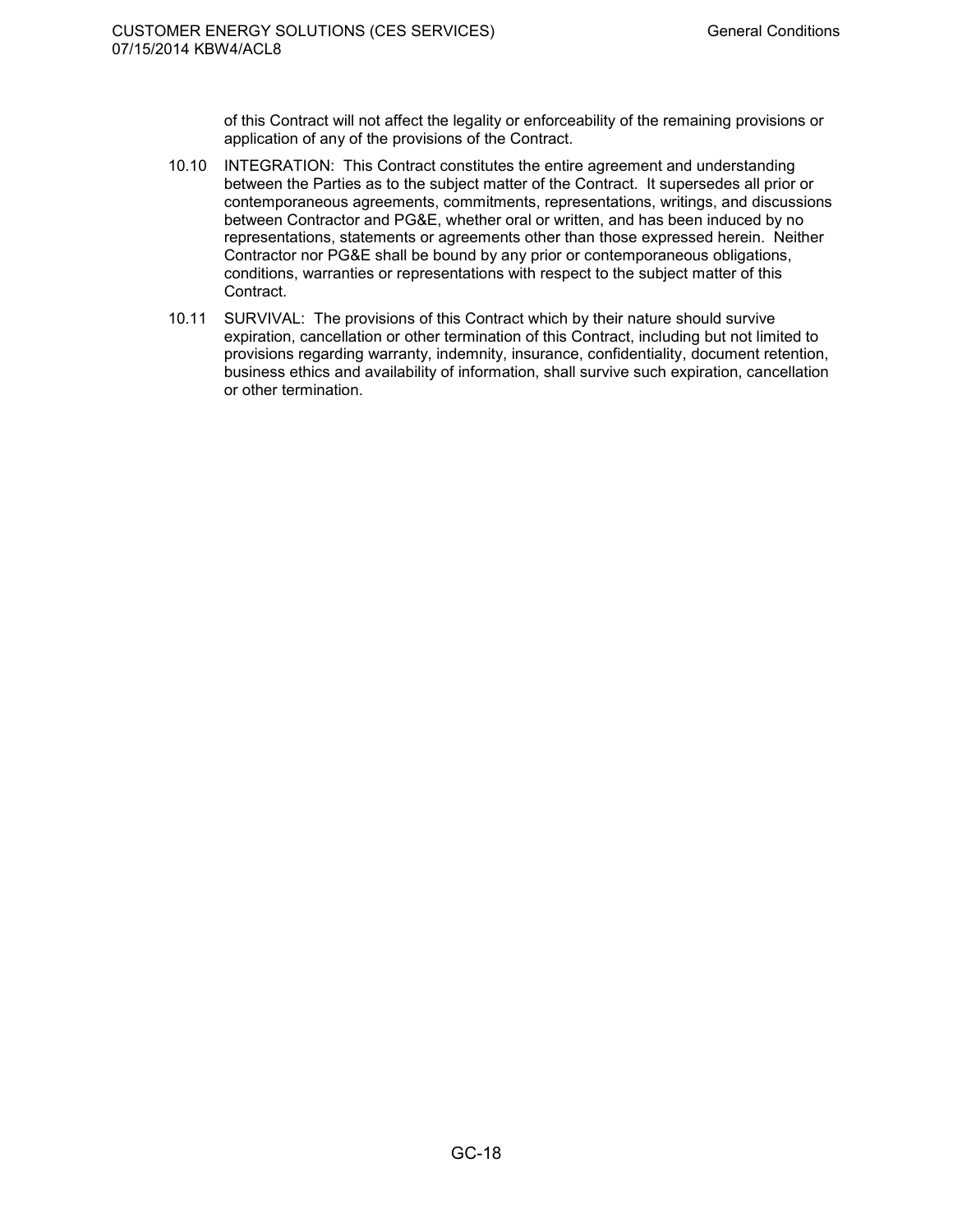of this Contract will not affect the legality or enforceability of the remaining provisions or application of any of the provisions of the Contract.

10.10 INTEGRATION: This Contract constitutes the entire agreement and understanding between the Parties as to the subject matter of the Contract. It supersedes all prior or contemporaneous agreements, commitments, representations, writings, and discussions between Contractor and PG&E, whether oral or written, and has been induced by no representations, statements or agreements other than those expressed herein. Neither Contractor nor PG&E shall be bound by any prior or contemporaneous obligations, conditions, warranties or representations with respect to the subject matter of this Contract.

10.11 SURVIVAL: The provisions of this Contract which by their nature should survive expiration, cancellation or other termination of this Contract, including but not limited to provisions regarding warranty, indemnity, insurance, confidentiality, document retention, business ethics and availability of information, shall survive such expiration, cancellation or other termination.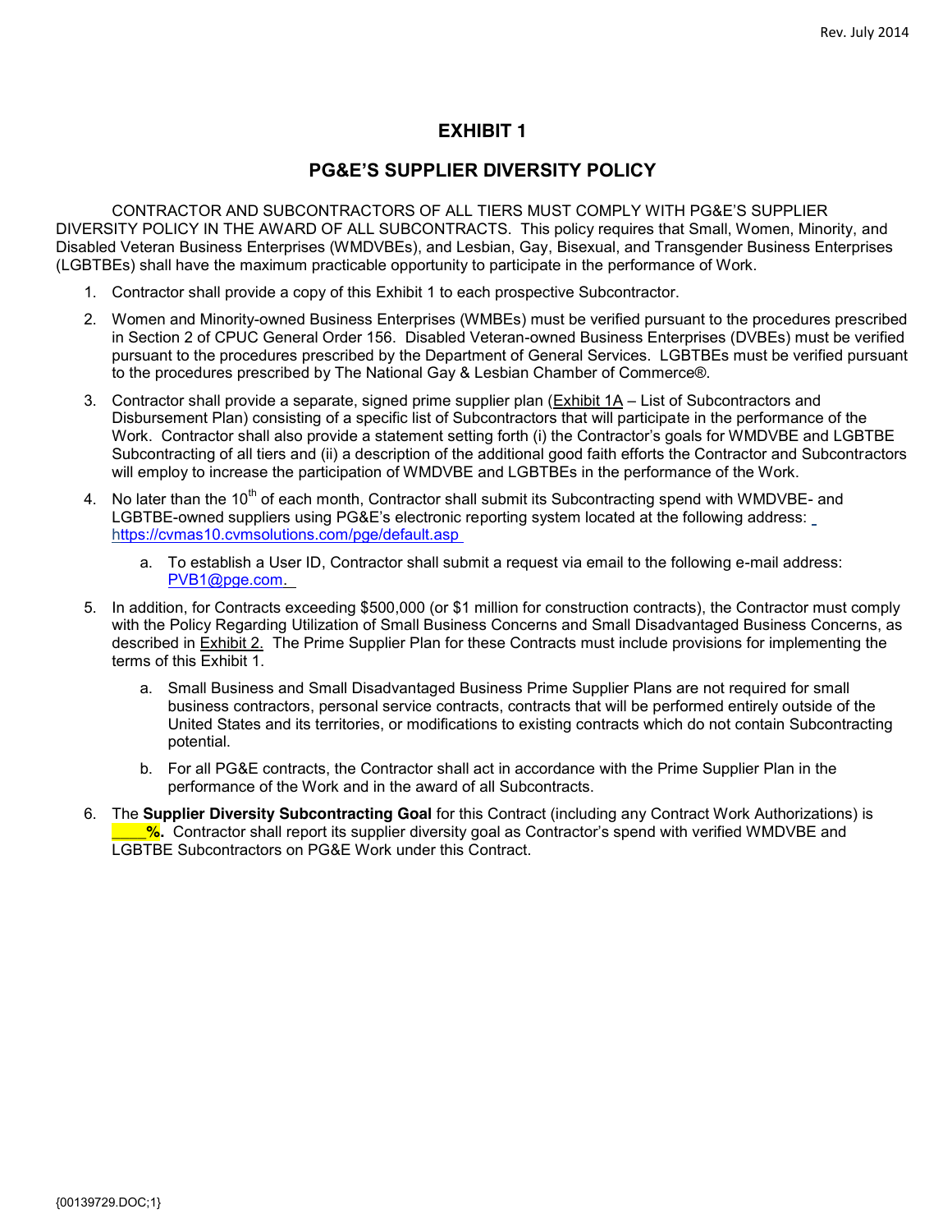# EXHIBIT 1

## PG&E'S SUPPLIER DIVERSITY POLICY

CONTRACTOR AND SUBCONTRACTORS OF ALL TIERS MUST COMPLY WITH PG&E'S SUPPLIER DIVERSITY POLICY IN THE AWARD OF ALL SUBCONTRACTS. This policy requires that Small, Women, Minority, and Disabled Veteran Business Enterprises (WMDVBEs), and Lesbian, Gay, Bisexual, and Transgender Business Enterprises (LGBTBEs) shall have the maximum practicable opportunity to participate in the performance of Work.

1. Contractor shall provide a copy of this Exhibit 1 to each prospective Subcontractor.
2. Women and Minority-owned Business Enterprises (WMBEs) must be verified pursuant to the procedures prescribed in Section 2 of CPUC General Order 156. Disabled Veteran-owned Business Enterprises (DVBEs) must be verified pursuant to the procedures prescribed by the Department of General Services. LGBTBEs must be verified pursuant to the procedures prescribed by The National Gay & Lesbian Chamber of Commerce®.
3. Contractor shall provide a separate, signed prime supplier plan (Exhibit 1A – List of Subcontractors and Disbursement Plan) consisting of a specific list of Subcontractors that will participate in the performance of the Work. Contractor shall also provide a statement setting forth (i) the Contractor's goals for WMDVBE and LGBTBE Subcontracting of all tiers and (ii) a description of the additional good faith efforts the Contractor and Subcontractors will employ to increase the participation of WMDVBE and LGBTBEs in the performance of the Work.
4. No later than the 10th of each month, Contractor shall submit its Subcontracting spend with WMDVBE- and LGBTBE-owned suppliers using PG&E's electronic reporting system located at the following address: https://cvmas10.cvmsolutions.com/pge/default.asp
   a. To establish a User ID, Contractor shall submit a request via email to the following e-mail address: PVB1@pge.com.
5. In addition, for Contracts exceeding $500,000 (or $1 million for construction contracts), the Contractor must comply with the Policy Regarding Utilization of Small Business Concerns and Small Disadvantaged Business Concerns, as described in Exhibit 2. The Prime Supplier Plan for these Contracts must include provisions for implementing the terms of this Exhibit 1.
   a. Small Business and Small Disadvantaged Business Prime Supplier Plans are not required for small business contractors, personal service contracts, contracts that will be performed entirely outside of the United States and its territories, or modifications to existing contracts which do not contain Subcontracting potential.
   b. For all PG&E contracts, the Contractor shall act in accordance with the Prime Supplier Plan in the performance of the Work and in the award of all Subcontracts.
6. The **Supplier Diversity Subcontracting Goal** for this Contract (including any Contract Work Authorizations) is **____%.** Contractor shall report its supplier diversity goal as Contractor's spend with verified WMDVBE and LGBTBE Subcontractors on PG&E Work under this Contract.

{00139729.DOC;1}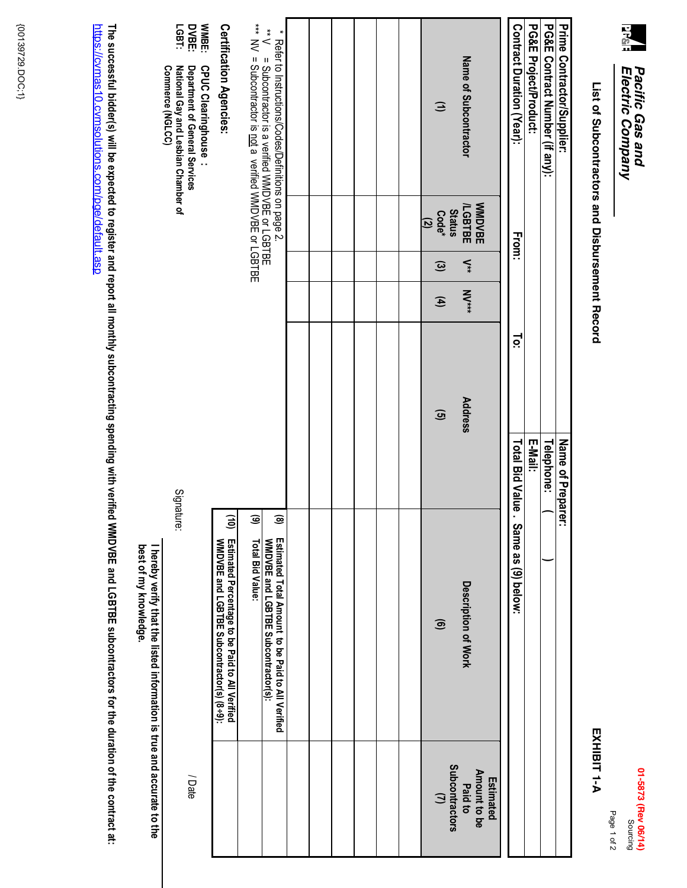**Pacific Gas and Electric Company**

01-5873 (Rev 06/14)
Sourcing

# List of Subcontractors and Disbursement Record

**EXHIBIT 1-A**

| **Prime Contractor/Supplier:** | **Name of Preparer:** |
|---|---|
| **PG&E Contract Number (if any):** | **Telephone: (     )** |
| **PG&E Project/Product:** | **E-Mail:** |
| **Contract Duration (Year):** From: To: | **Total Bid Value . Same as (9) below:** |

| Name of Subcontractor (1) | WMDVBE /LGBTBE Status Code* (2) | V** (3) | NV*** (4) | Address (5) | Description of Work (6) | Estimated Amount to be Paid to Subcontractors (7) |
|---|---|---|---|---|---|---|
| | | | | | | |
| | | | | | | |
| | | | | | | |
| | | | | | | |
| | | | | | | |
| | | | | | | |
| | | | | | | |

\* Refer to Instructions/Codes/Definitions on page 2.
\** V = Subcontractor is a verified WMDVBE or LGBTBE
\*** NV = Subcontractor is not a verified WMDVBE or LGBTBE

| | |
|---|---|
| **(8) Estimated Total Amount to be Paid to All Verified WMDVBE and LGBTBE Subcontractor(s):** | |
| **(9) Total Bid Value:** | |
| **(10) Estimated Percentage to be Paid to All Verified WMDVBE and LGBTBE Subcontractor(s) (8÷9):** | |

**Certification Agencies:**

**WMBE:** CPUC Clearinghouse :
**DVBE:** Department of General Services
**LGBT:** National Gay and Lesbian Chamber of Commerce (NGLCC)

**I hereby verify that the listed information is true and accurate to the best of my knowledge.**

Signature: _______________________ / Date

**The successful bidder(s) will be expected to register and report all monthly subcontracting spending with verified WMDVBE and LGBTBE subcontractors for the duration of the contract at:** https://cvmas10.cvmsolutions.com/pge/default.asp

{00139729.DOC;1}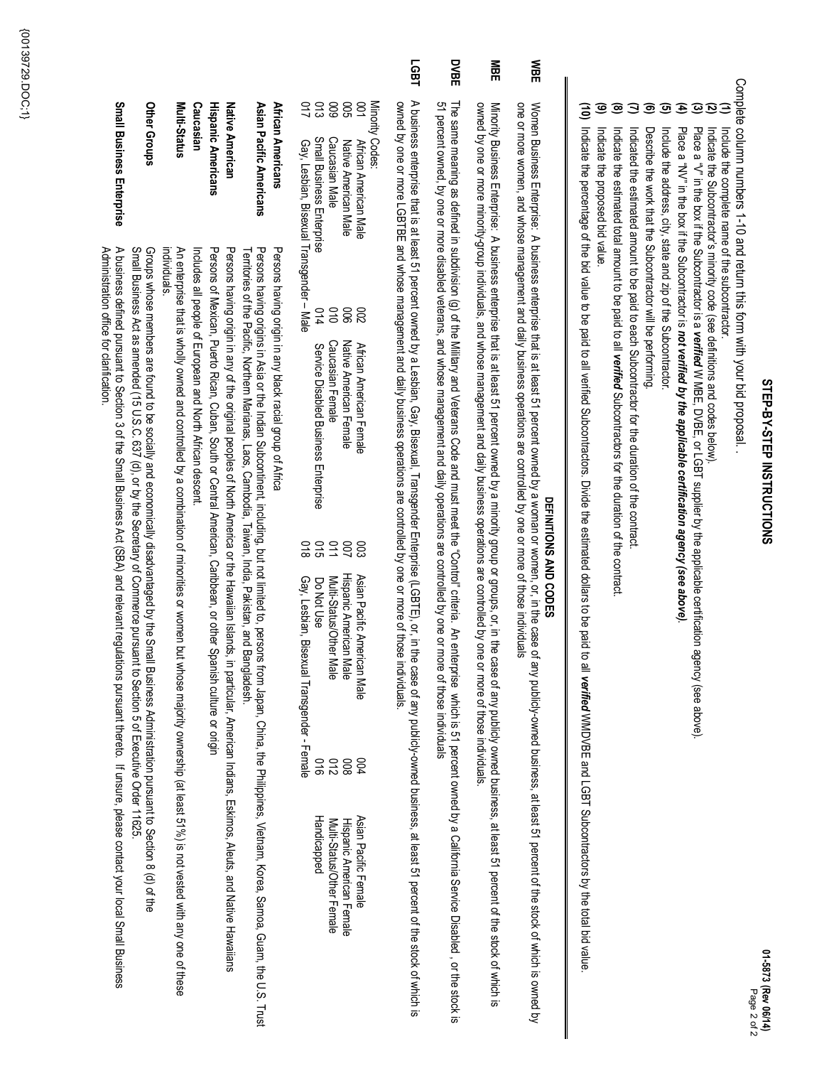# STEP-BY-STEP INSTRUCTIONS

Complete column numbers 1-10 and return this form with your bid proposal. .

**(1)** Include the complete name of the subcontractor.
**(2)** Indicate the Subcontractor's minority code (see definitions and codes below).
**(3)** Place a "V" in the box if the Subcontractor is a ***verified*** W MBE, DVBE, or LGBT supplier by the applicable certification agency (see above).
**(4)** Place a "NV" in the box if the Subcontractor is ***not verified by the applicable certification agency (see above)***.
**(5)** Include the address, city, state and zip of the Subcontractor.
**(6)** Describe the work that the Subcontractor will be performing.
**(7)** Indicated the estimated amount to be paid to each Subcontractor for the duration of the contract.
**(8)** Indicate the estimated total amount to be paid to all ***verified*** Subcontractors for the duration of the contract.
**(9)** Indicate the proposed bid value.
**(10)** Indicate the percentage of the bid value to be paid to all verified Subcontractors. Divide the estimated dollars to be paid to all ***verified*** WMDVBE and LGBT Subcontractors by the total bid value.

## DEFINITIONS AND CODES

**WBE** Women Business Enterprise: A business enterprise that is at least 51 percent owned by a woman or women, or, in the case of any publicly-owned business, at least 51 percent of the stock of which is owned by one or more women, and whose management and daily business operations are controlled by one or more of those individuals

**MBE** Minority Business Enterprise: A business enterprise that is at least 51 percent owned by a minority group or groups, or, in the case of any publicly owned business, at least 51 percent of the stock of which is owned by one or more minority-group individuals, and whose management and daily business operations are controlled by one or more of those individuals.

**DVBE** The same meaning as defined in subdivision (g) of the Military and Veterans Code and must meet the "Control" criteria. An enterprise which is 51 percent owned by a California Service Disabled , or the stock is 51 percent owned, by one or more disabled veterans, and whose management and daily operations are controlled by one or more of those individuals

**LGBT** A business enterprise that is at least 51 percent owned by a Lesbian, Gay, Bisexual, Transgender Enterprise (LGBTE), or, in the case of any publicly-owned business, at least 51 percent of the stock of which is owned by one or more LGBTBE and whose management and daily business operations are controlled by one or more of those individuals.

Minority Codes:

| | | | | | | | |
|---|---|---|---|---|---|---|---|
| 001 | African American Male | 002 | African American Female | 003 | Asian Pacific American Male | 004 | Asian Pacific Female |
| 005 | Native American Male | 006 | Native American Female | 007 | Hispanic American Male | 008 | Hispanic American Female |
| 009 | Caucasian Male | 010 | Caucasian Female | 011 | Multi-Status/Other Male | 012 | Multi-Status/Other Female |
| 013 | Small Business Enterprise | 014 | Service Disabled Business Enterprise | 015 | Do Not Use | 016 | Handicapped |
| 017 | Gay, Lesbian, Bisexual Transgender – Male | | | 018 | Gay, Lesbian, Bisexual Transgender - Female | | |

**African Americans** Persons having origin in any black racial group of Africa

**Asian Pacific Americans** Persons having origins in Asia or the Indian Subcontinent, including, but not limited to, persons from Japan, China, the Philippines, Vietnam, Korea, Samoa, Guam, the U.S. Trust Territories of the Pacific, Northern Marianas, Laos, Cambodia, Taiwan, India, Pakistan, and Bangladesh.

**Native American** Persons having origin in any of the original peoples of North America or the Hawaiian Islands, in particular, American Indians, Eskimos, Aleuts, and Native Hawaiians

**Hispanic Americans** Persons of Mexican, Puerto Rican, Cuban, South or Central American, Caribbean, or other Spanish culture or origin

**Caucasian** Includes all people of European and North African descent.

**Multi-Status** An enterprise that is wholly owned and controlled by a combination of minorities or women but whose majority ownership (at least 51%) is not vested with any one of these individuals.

**Other Groups** Groups whose members are found to be socially and economically disadvantaged by the Small Business Administration pursuant to Section 8 (d) of the Small Business Act as amended (15 U.S.C. 637 (d), or by the Secretary of Commerce pursuant to Section 5 of Executive Order 11625.

**Small Business Enterprise** A business defined pursuant to Section 3 of the Small Business Act (SBA) and relevant regulations pursuant thereto. If unsure, please contact your local Small Business Administration office for clarification.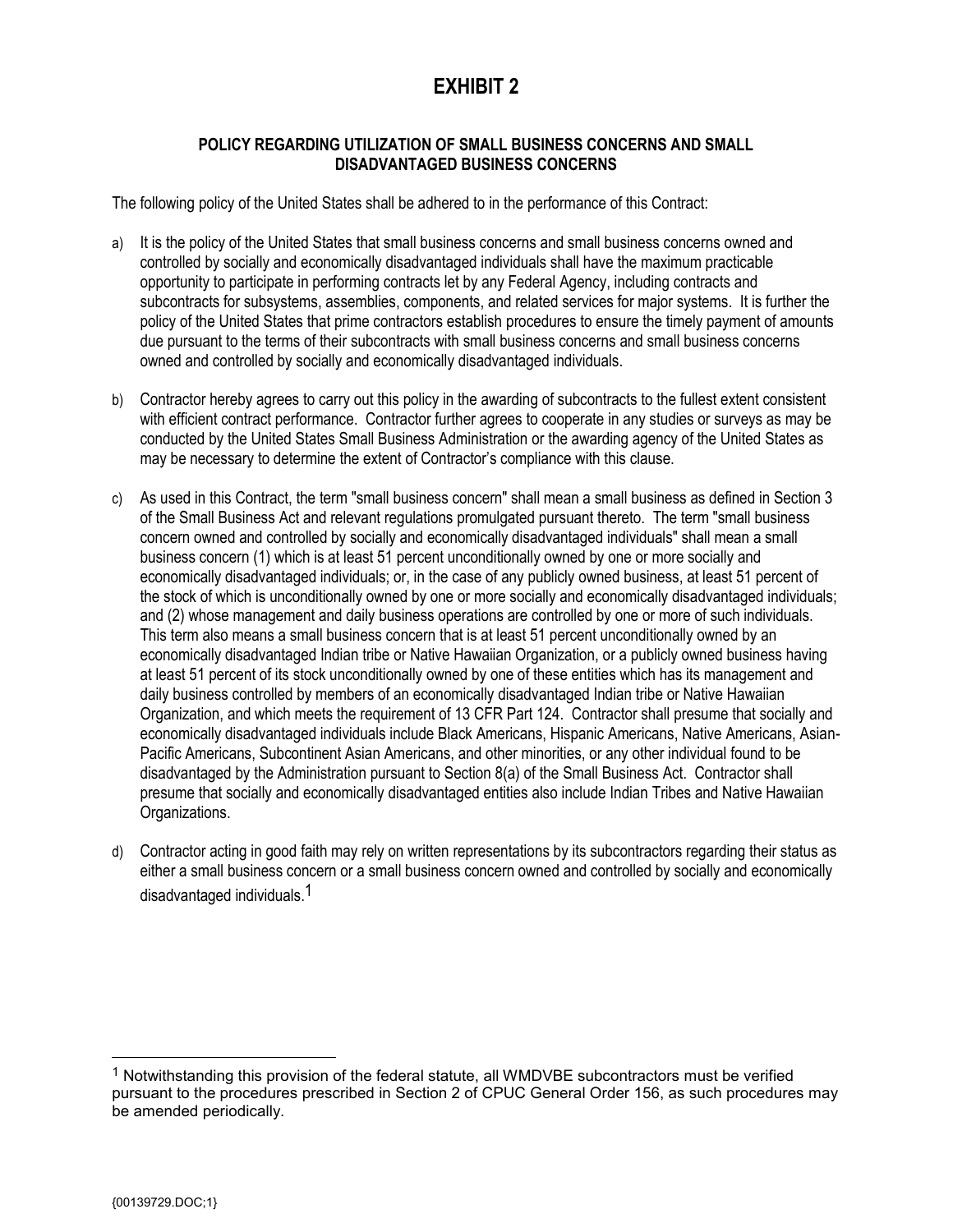# EXHIBIT 2

**POLICY REGARDING UTILIZATION OF SMALL BUSINESS CONCERNS AND SMALL DISADVANTAGED BUSINESS CONCERNS**

The following policy of the United States shall be adhered to in the performance of this Contract:

a) It is the policy of the United States that small business concerns and small business concerns owned and controlled by socially and economically disadvantaged individuals shall have the maximum practicable opportunity to participate in performing contracts let by any Federal Agency, including contracts and subcontracts for subsystems, assemblies, components, and related services for major systems. It is further the policy of the United States that prime contractors establish procedures to ensure the timely payment of amounts due pursuant to the terms of their subcontracts with small business concerns and small business concerns owned and controlled by socially and economically disadvantaged individuals.

b) Contractor hereby agrees to carry out this policy in the awarding of subcontracts to the fullest extent consistent with efficient contract performance. Contractor further agrees to cooperate in any studies or surveys as may be conducted by the United States Small Business Administration or the awarding agency of the United States as may be necessary to determine the extent of Contractor's compliance with this clause.

c) As used in this Contract, the term "small business concern" shall mean a small business as defined in Section 3 of the Small Business Act and relevant regulations promulgated pursuant thereto. The term "small business concern owned and controlled by socially and economically disadvantaged individuals" shall mean a small business concern (1) which is at least 51 percent unconditionally owned by one or more socially and economically disadvantaged individuals; or, in the case of any publicly owned business, at least 51 percent of the stock of which is unconditionally owned by one or more socially and economically disadvantaged individuals; and (2) whose management and daily business operations are controlled by one or more of such individuals. This term also means a small business concern that is at least 51 percent unconditionally owned by an economically disadvantaged Indian tribe or Native Hawaiian Organization, or a publicly owned business having at least 51 percent of its stock unconditionally owned by one of these entities which has its management and daily business controlled by members of an economically disadvantaged Indian tribe or Native Hawaiian Organization, and which meets the requirement of 13 CFR Part 124. Contractor shall presume that socially and economically disadvantaged individuals include Black Americans, Hispanic Americans, Native Americans, Asian-Pacific Americans, Subcontinent Asian Americans, and other minorities, or any other individual found to be disadvantaged by the Administration pursuant to Section 8(a) of the Small Business Act. Contractor shall presume that socially and economically disadvantaged entities also include Indian Tribes and Native Hawaiian Organizations.

d) Contractor acting in good faith may rely on written representations by its subcontractors regarding their status as either a small business concern or a small business concern owned and controlled by socially and economically disadvantaged individuals.[1]

---

[1] Notwithstanding this provision of the federal statute, all WMDVBE subcontractors must be verified pursuant to the procedures prescribed in Section 2 of CPUC General Order 156, as such procedures may be amended periodically.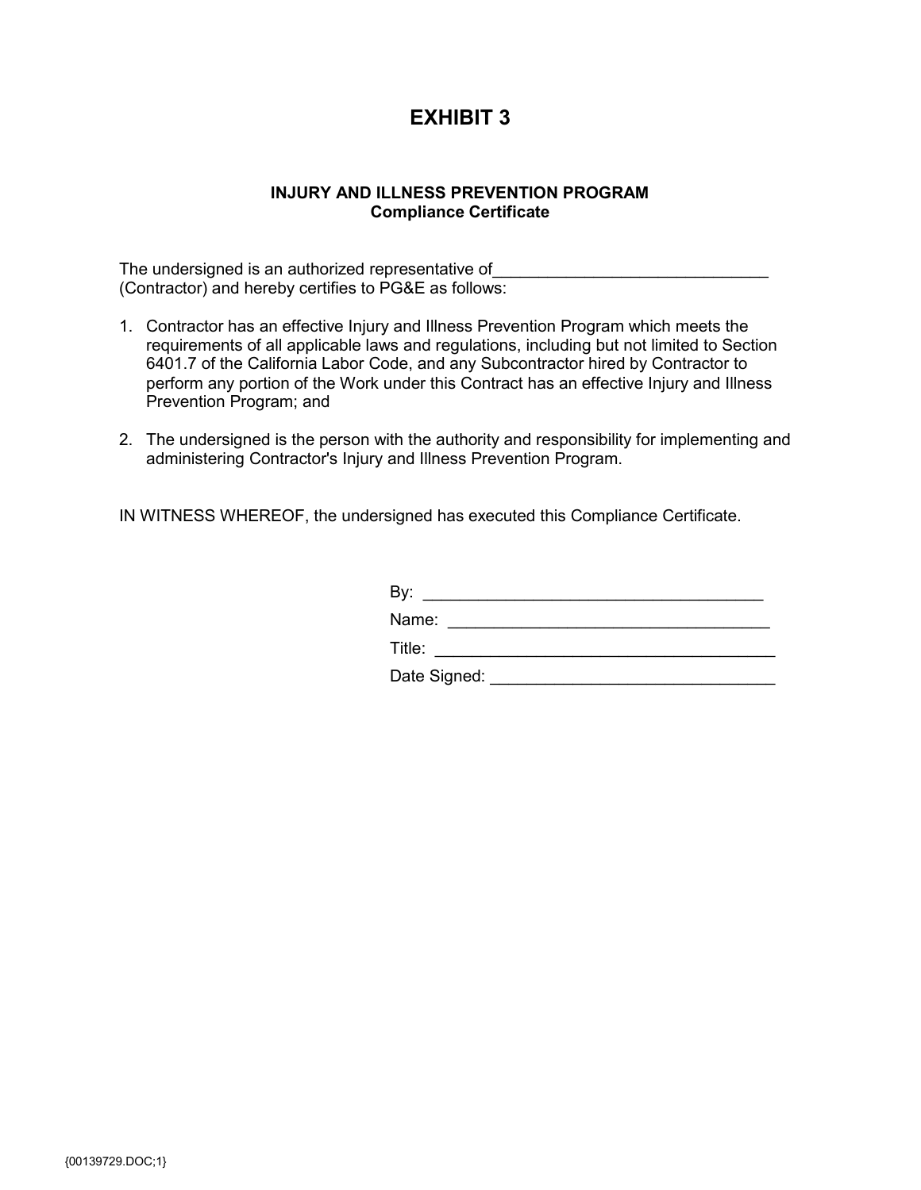# EXHIBIT 3

**INJURY AND ILLNESS PREVENTION PROGRAM**
**Compliance Certificate**

The undersigned is an authorized representative of______________________________ (Contractor) and hereby certifies to PG&E as follows:

1. Contractor has an effective Injury and Illness Prevention Program which meets the requirements of all applicable laws and regulations, including but not limited to Section 6401.7 of the California Labor Code, and any Subcontractor hired by Contractor to perform any portion of the Work under this Contract has an effective Injury and Illness Prevention Program; and

2. The undersigned is the person with the authority and responsibility for implementing and administering Contractor's Injury and Illness Prevention Program.

IN WITNESS WHEREOF, the undersigned has executed this Compliance Certificate.

By: _____________________________________

Name: ___________________________________

Title: ____________________________________

Date Signed: ______________________________

{00139729.DOC;1}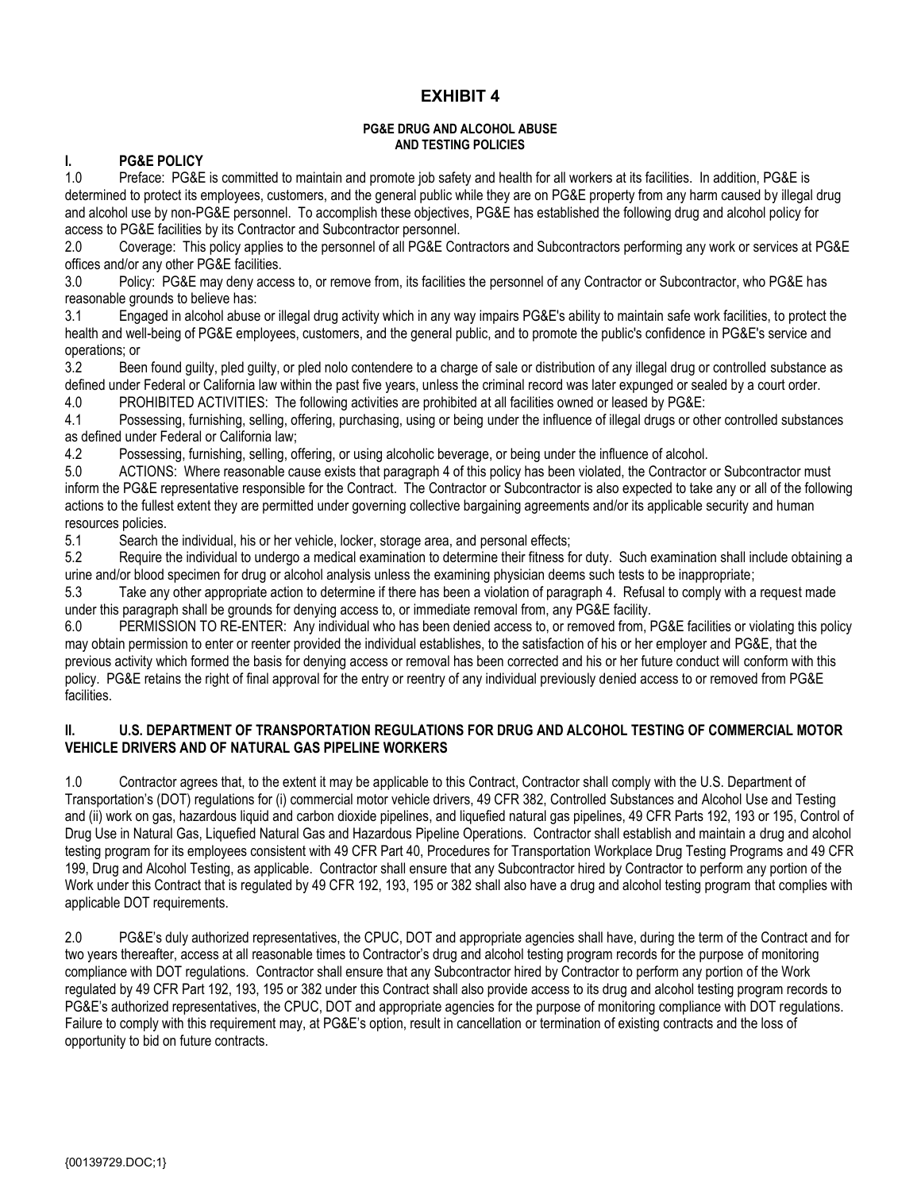# EXHIBIT 4

**PG&E DRUG AND ALCOHOL ABUSE AND TESTING POLICIES**

## I. PG&E POLICY

1.0 Preface: PG&E is committed to maintain and promote job safety and health for all workers at its facilities. In addition, PG&E is determined to protect its employees, customers, and the general public while they are on PG&E property from any harm caused by illegal drug and alcohol use by non-PG&E personnel. To accomplish these objectives, PG&E has established the following drug and alcohol policy for access to PG&E facilities by its Contractor and Subcontractor personnel.

2.0 Coverage: This policy applies to the personnel of all PG&E Contractors and Subcontractors performing any work or services at PG&E offices and/or any other PG&E facilities.

3.0 Policy: PG&E may deny access to, or remove from, its facilities the personnel of any Contractor or Subcontractor, who PG&E has reasonable grounds to believe has:

3.1 Engaged in alcohol abuse or illegal drug activity which in any way impairs PG&E's ability to maintain safe work facilities, to protect the health and well-being of PG&E employees, customers, and the general public, and to promote the public's confidence in PG&E's service and operations; or

3.2 Been found guilty, pled guilty, or pled nolo contendere to a charge of sale or distribution of any illegal drug or controlled substance as defined under Federal or California law within the past five years, unless the criminal record was later expunged or sealed by a court order.

4.0 PROHIBITED ACTIVITIES: The following activities are prohibited at all facilities owned or leased by PG&E:

4.1 Possessing, furnishing, selling, offering, purchasing, using or being under the influence of illegal drugs or other controlled substances as defined under Federal or California law;

4.2 Possessing, furnishing, selling, offering, or using alcoholic beverage, or being under the influence of alcohol.

5.0 ACTIONS: Where reasonable cause exists that paragraph 4 of this policy has been violated, the Contractor or Subcontractor must inform the PG&E representative responsible for the Contract. The Contractor or Subcontractor is also expected to take any or all of the following actions to the fullest extent they are permitted under governing collective bargaining agreements and/or its applicable security and human resources policies.

5.1 Search the individual, his or her vehicle, locker, storage area, and personal effects;

5.2 Require the individual to undergo a medical examination to determine their fitness for duty. Such examination shall include obtaining a urine and/or blood specimen for drug or alcohol analysis unless the examining physician deems such tests to be inappropriate;

5.3 Take any other appropriate action to determine if there has been a violation of paragraph 4. Refusal to comply with a request made under this paragraph shall be grounds for denying access to, or immediate removal from, any PG&E facility.

6.0 PERMISSION TO RE-ENTER: Any individual who has been denied access to, or removed from, PG&E facilities or violating this policy may obtain permission to enter or reenter provided the individual establishes, to the satisfaction of his or her employer and PG&E, that the previous activity which formed the basis for denying access or removal has been corrected and his or her future conduct will conform with this policy. PG&E retains the right of final approval for the entry or reentry of any individual previously denied access to or removed from PG&E facilities.

## II. U.S. DEPARTMENT OF TRANSPORTATION REGULATIONS FOR DRUG AND ALCOHOL TESTING OF COMMERCIAL MOTOR VEHICLE DRIVERS AND OF NATURAL GAS PIPELINE WORKERS

1.0 Contractor agrees that, to the extent it may be applicable to this Contract, Contractor shall comply with the U.S. Department of Transportation's (DOT) regulations for (i) commercial motor vehicle drivers, 49 CFR 382, Controlled Substances and Alcohol Use and Testing and (ii) work on gas, hazardous liquid and carbon dioxide pipelines, and liquefied natural gas pipelines, 49 CFR Parts 192, 193 or 195, Control of Drug Use in Natural Gas, Liquefied Natural Gas and Hazardous Pipeline Operations. Contractor shall establish and maintain a drug and alcohol testing program for its employees consistent with 49 CFR Part 40, Procedures for Transportation Workplace Drug Testing Programs and 49 CFR 199, Drug and Alcohol Testing, as applicable. Contractor shall ensure that any Subcontractor hired by Contractor to perform any portion of the Work under this Contract that is regulated by 49 CFR 192, 193, 195 or 382 shall also have a drug and alcohol testing program that complies with applicable DOT requirements.

2.0 PG&E's duly authorized representatives, the CPUC, DOT and appropriate agencies shall have, during the term of the Contract and for two years thereafter, access at all reasonable times to Contractor's drug and alcohol testing program records for the purpose of monitoring compliance with DOT regulations. Contractor shall ensure that any Subcontractor hired by Contractor to perform any portion of the Work regulated by 49 CFR Part 192, 193, 195 or 382 under this Contract shall also provide access to its drug and alcohol testing program records to PG&E's authorized representatives, the CPUC, DOT and appropriate agencies for the purpose of monitoring compliance with DOT regulations. Failure to comply with this requirement may, at PG&E's option, result in cancellation or termination of existing contracts and the loss of opportunity to bid on future contracts.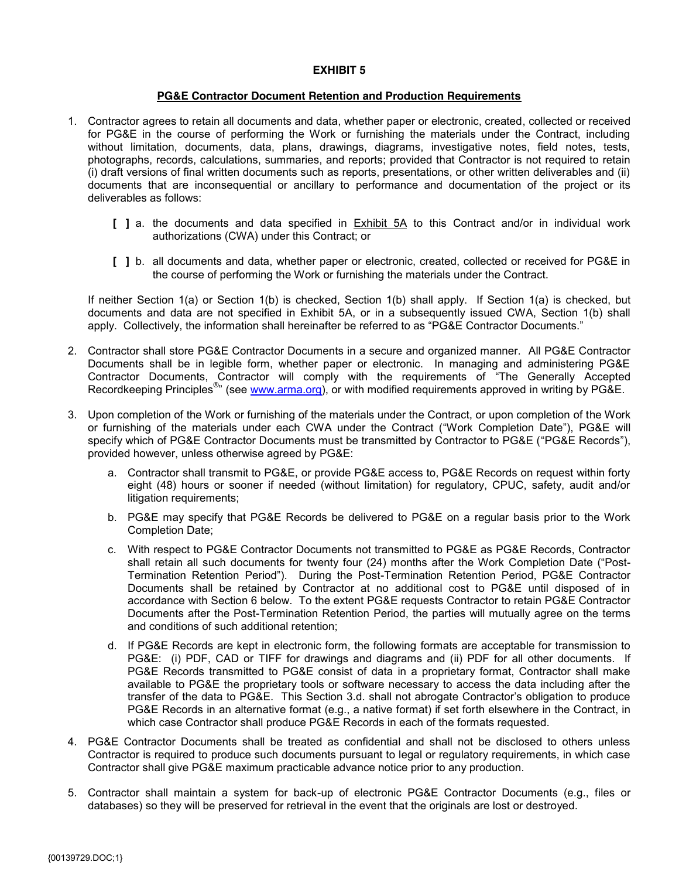# EXHIBIT 5

## PG&E Contractor Document Retention and Production Requirements

1. Contractor agrees to retain all documents and data, whether paper or electronic, created, collected or received for PG&E in the course of performing the Work or furnishing the materials under the Contract, including without limitation, documents, data, plans, drawings, diagrams, investigative notes, field notes, tests, photographs, records, calculations, summaries, and reports; provided that Contractor is not required to retain (i) draft versions of final written documents such as reports, presentations, or other written deliverables and (ii) documents that are inconsequential or ancillary to performance and documentation of the project or its deliverables as follows:

   **[ ]** a. the documents and data specified in Exhibit 5A to this Contract and/or in individual work authorizations (CWA) under this Contract; or

   **[ ]** b. all documents and data, whether paper or electronic, created, collected or received for PG&E in the course of performing the Work or furnishing the materials under the Contract.

   If neither Section 1(a) or Section 1(b) is checked, Section 1(b) shall apply. If Section 1(a) is checked, but documents and data are not specified in Exhibit 5A, or in a subsequently issued CWA, Section 1(b) shall apply. Collectively, the information shall hereinafter be referred to as "PG&E Contractor Documents."

2. Contractor shall store PG&E Contractor Documents in a secure and organized manner. All PG&E Contractor Documents shall be in legible form, whether paper or electronic. In managing and administering PG&E Contractor Documents, Contractor will comply with the requirements of "The Generally Accepted Recordkeeping Principles®" (see www.arma.org), or with modified requirements approved in writing by PG&E.

3. Upon completion of the Work or furnishing of the materials under the Contract, or upon completion of the Work or furnishing of the materials under each CWA under the Contract ("Work Completion Date"), PG&E will specify which of PG&E Contractor Documents must be transmitted by Contractor to PG&E ("PG&E Records"), provided however, unless otherwise agreed by PG&E:

   a. Contractor shall transmit to PG&E, or provide PG&E access to, PG&E Records on request within forty eight (48) hours or sooner if needed (without limitation) for regulatory, CPUC, safety, audit and/or litigation requirements;

   b. PG&E may specify that PG&E Records be delivered to PG&E on a regular basis prior to the Work Completion Date;

   c. With respect to PG&E Contractor Documents not transmitted to PG&E as PG&E Records, Contractor shall retain all such documents for twenty four (24) months after the Work Completion Date ("Post-Termination Retention Period"). During the Post-Termination Retention Period, PG&E Contractor Documents shall be retained by Contractor at no additional cost to PG&E until disposed of in accordance with Section 6 below. To the extent PG&E requests Contractor to retain PG&E Contractor Documents after the Post-Termination Retention Period, the parties will mutually agree on the terms and conditions of such additional retention;

   d. If PG&E Records are kept in electronic form, the following formats are acceptable for transmission to PG&E: (i) PDF, CAD or TIFF for drawings and diagrams and (ii) PDF for all other documents. If PG&E Records transmitted to PG&E consist of data in a proprietary format, Contractor shall make available to PG&E the proprietary tools or software necessary to access the data including after the transfer of the data to PG&E. This Section 3.d. shall not abrogate Contractor's obligation to produce PG&E Records in an alternative format (e.g., a native format) if set forth elsewhere in the Contract, in which case Contractor shall produce PG&E Records in each of the formats requested.

4. PG&E Contractor Documents shall be treated as confidential and shall not be disclosed to others unless Contractor is required to produce such documents pursuant to legal or regulatory requirements, in which case Contractor shall give PG&E maximum practicable advance notice prior to any production.

5. Contractor shall maintain a system for back-up of electronic PG&E Contractor Documents (e.g., files or databases) so they will be preserved for retrieval in the event that the originals are lost or destroyed.

{00139729.DOC;1}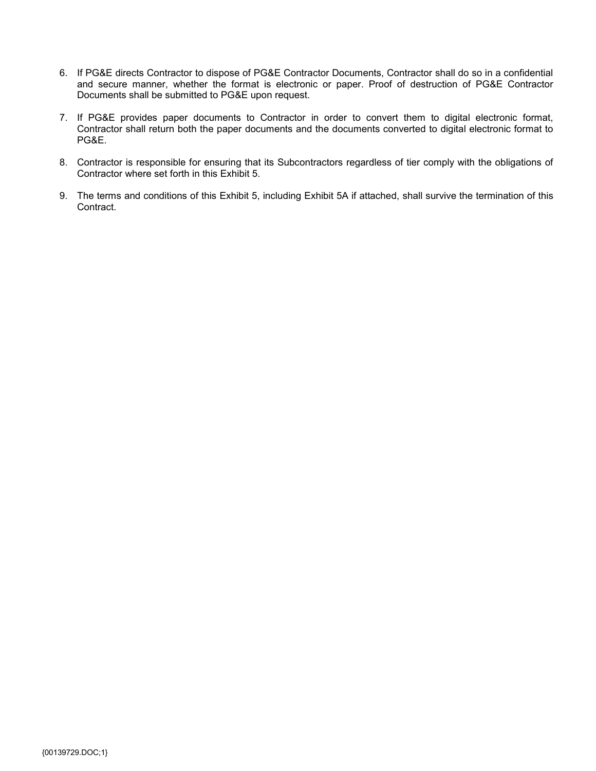6. If PG&E directs Contractor to dispose of PG&E Contractor Documents, Contractor shall do so in a confidential and secure manner, whether the format is electronic or paper. Proof of destruction of PG&E Contractor Documents shall be submitted to PG&E upon request.

7. If PG&E provides paper documents to Contractor in order to convert them to digital electronic format, Contractor shall return both the paper documents and the documents converted to digital electronic format to PG&E.

8. Contractor is responsible for ensuring that its Subcontractors regardless of tier comply with the obligations of Contractor where set forth in this Exhibit 5.

9. The terms and conditions of this Exhibit 5, including Exhibit 5A if attached, shall survive the termination of this Contract.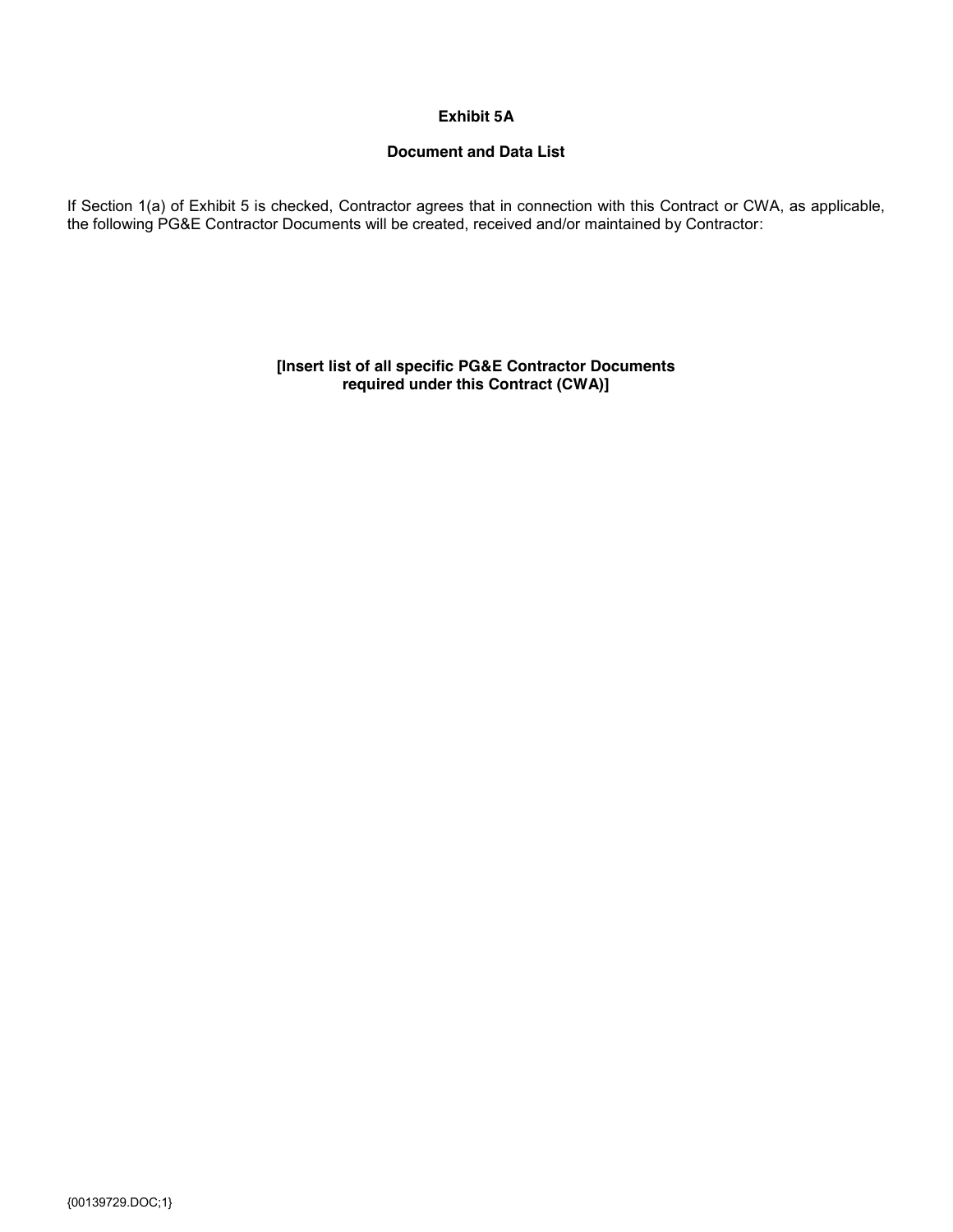**Exhibit 5A**

**Document and Data List**

If Section 1(a) of Exhibit 5 is checked, Contractor agrees that in connection with this Contract or CWA, as applicable, the following PG&E Contractor Documents will be created, received and/or maintained by Contractor:

**[Insert list of all specific PG&E Contractor Documents required under this Contract (CWA)]**

{00139729.DOC;1}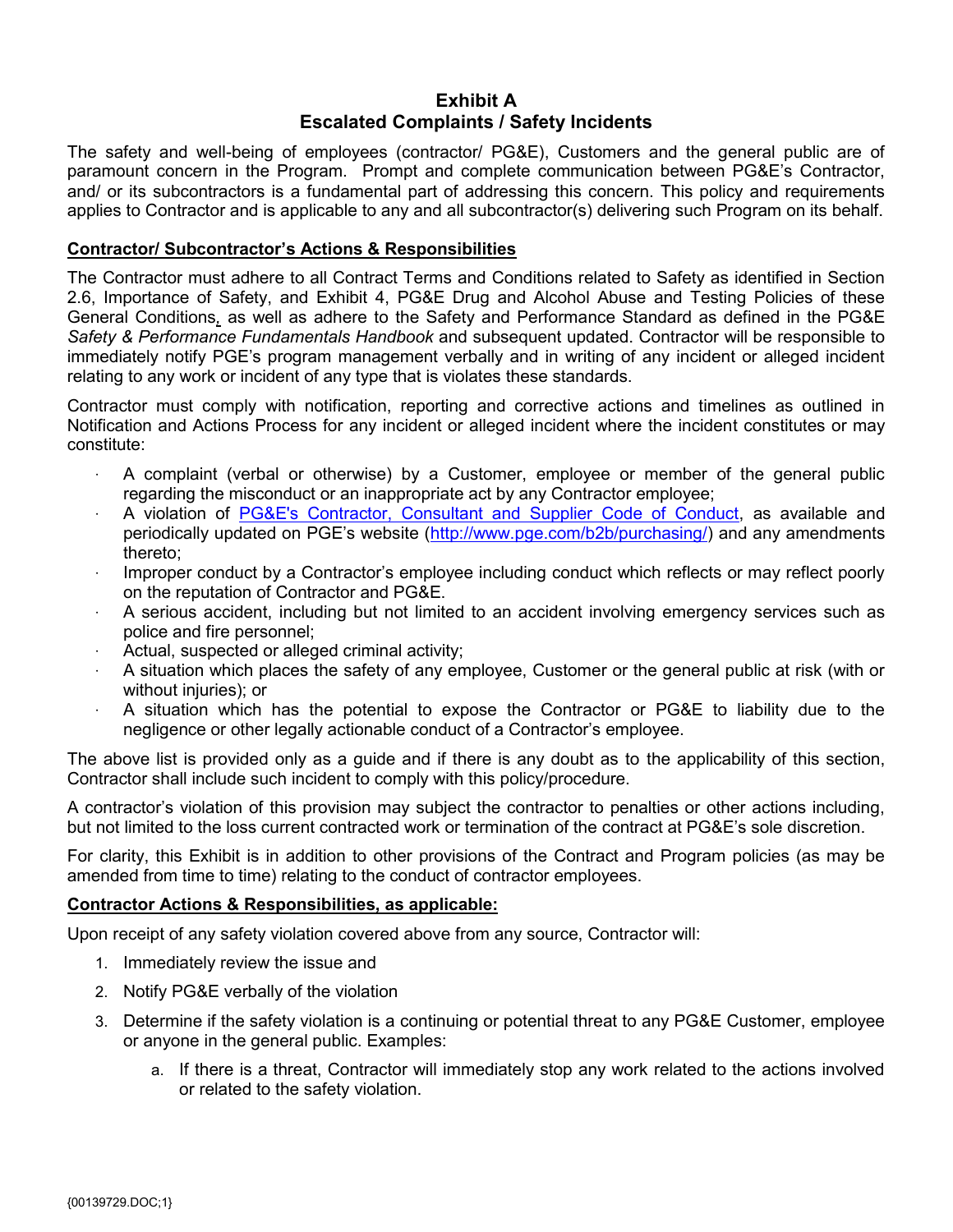## Exhibit A
## Escalated Complaints / Safety Incidents

The safety and well-being of employees (contractor/ PG&E), Customers and the general public are of paramount concern in the Program. Prompt and complete communication between PG&E's Contractor, and/ or its subcontractors is a fundamental part of addressing this concern. This policy and requirements applies to Contractor and is applicable to any and all subcontractor(s) delivering such Program on its behalf.

**Contractor/ Subcontractor's Actions & Responsibilities**

The Contractor must adhere to all Contract Terms and Conditions related to Safety as identified in Section 2.6, Importance of Safety, and Exhibit 4, PG&E Drug and Alcohol Abuse and Testing Policies of these General Conditions, as well as adhere to the Safety and Performance Standard as defined in the PG&E *Safety & Performance Fundamentals Handbook* and subsequent updated. Contractor will be responsible to immediately notify PGE's program management verbally and in writing of any incident or alleged incident relating to any work or incident of any type that is violates these standards.

Contractor must comply with notification, reporting and corrective actions and timelines as outlined in Notification and Actions Process for any incident or alleged incident where the incident constitutes or may constitute:

- A complaint (verbal or otherwise) by a Customer, employee or member of the general public regarding the misconduct or an inappropriate act by any Contractor employee;
- A violation of PG&E's Contractor, Consultant and Supplier Code of Conduct, as available and periodically updated on PGE's website (http://www.pge.com/b2b/purchasing/) and any amendments thereto;
- Improper conduct by a Contractor's employee including conduct which reflects or may reflect poorly on the reputation of Contractor and PG&E.
- A serious accident, including but not limited to an accident involving emergency services such as police and fire personnel;
- Actual, suspected or alleged criminal activity;
- A situation which places the safety of any employee, Customer or the general public at risk (with or without injuries); or
- A situation which has the potential to expose the Contractor or PG&E to liability due to the negligence or other legally actionable conduct of a Contractor's employee.

The above list is provided only as a guide and if there is any doubt as to the applicability of this section, Contractor shall include such incident to comply with this policy/procedure.

A contractor's violation of this provision may subject the contractor to penalties or other actions including, but not limited to the loss current contracted work or termination of the contract at PG&E's sole discretion.

For clarity, this Exhibit is in addition to other provisions of the Contract and Program policies (as may be amended from time to time) relating to the conduct of contractor employees.

**Contractor Actions & Responsibilities, as applicable:**

Upon receipt of any safety violation covered above from any source, Contractor will:

1. Immediately review the issue and
2. Notify PG&E verbally of the violation
3. Determine if the safety violation is a continuing or potential threat to any PG&E Customer, employee or anyone in the general public. Examples:
    a. If there is a threat, Contractor will immediately stop any work related to the actions involved or related to the safety violation.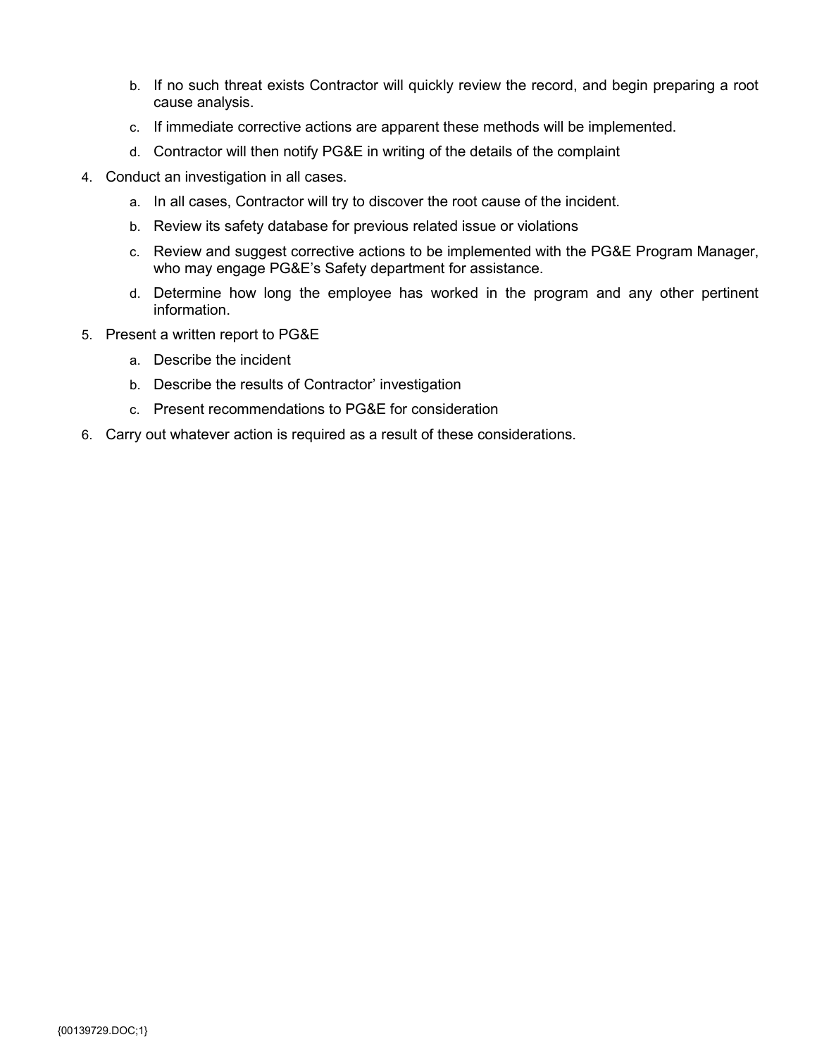b. If no such threat exists Contractor will quickly review the record, and begin preparing a root cause analysis.
   c. If immediate corrective actions are apparent these methods will be implemented.
   d. Contractor will then notify PG&E in writing of the details of the complaint

4. Conduct an investigation in all cases.
   a. In all cases, Contractor will try to discover the root cause of the incident.
   b. Review its safety database for previous related issue or violations
   c. Review and suggest corrective actions to be implemented with the PG&E Program Manager, who may engage PG&E's Safety department for assistance.
   d. Determine how long the employee has worked in the program and any other pertinent information.

5. Present a written report to PG&E
   a. Describe the incident
   b. Describe the results of Contractor' investigation
   c. Present recommendations to PG&E for consideration

6. Carry out whatever action is required as a result of these considerations.

{00139729.DOC;1}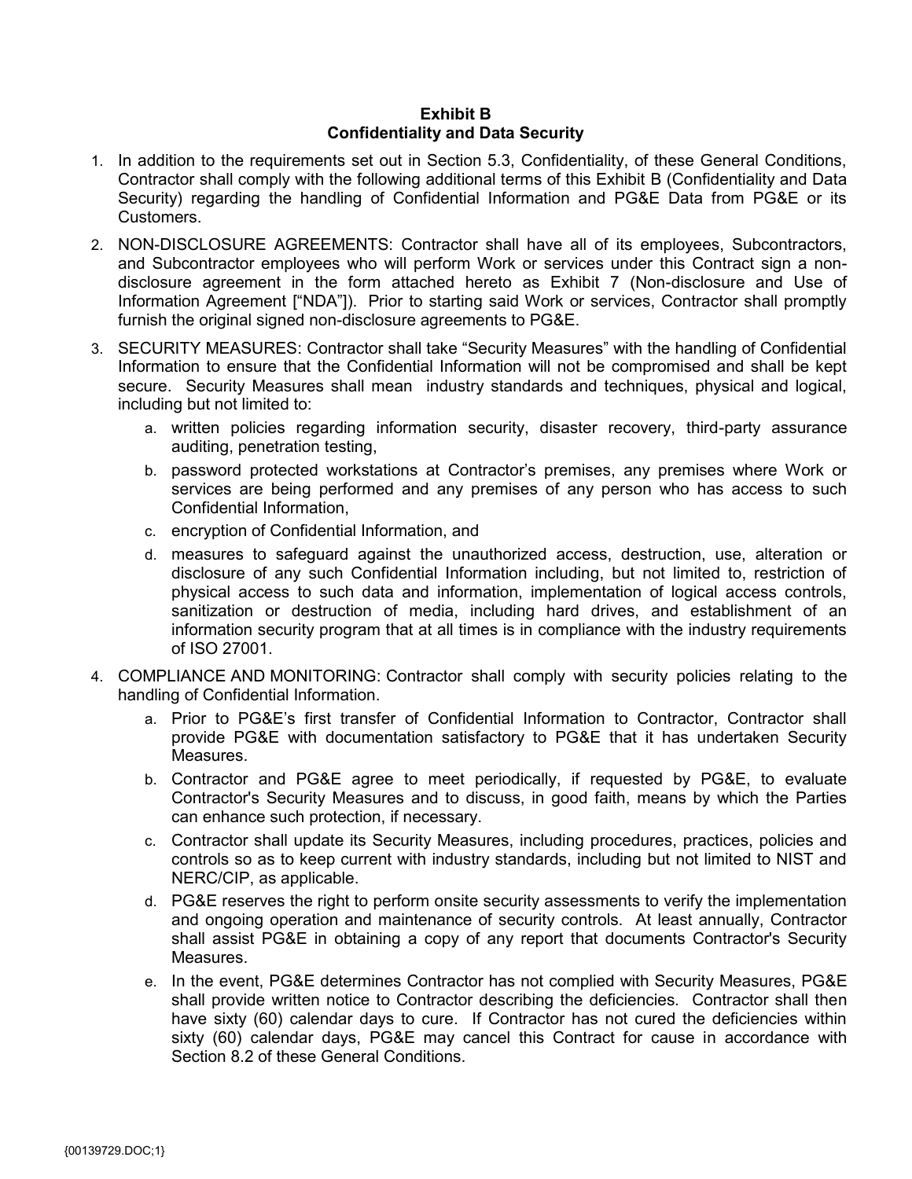**Exhibit B**
**Confidentiality and Data Security**

1. In addition to the requirements set out in Section 5.3, Confidentiality, of these General Conditions, Contractor shall comply with the following additional terms of this Exhibit B (Confidentiality and Data Security) regarding the handling of Confidential Information and PG&E Data from PG&E or its Customers.

2. NON-DISCLOSURE AGREEMENTS: Contractor shall have all of its employees, Subcontractors, and Subcontractor employees who will perform Work or services under this Contract sign a non-disclosure agreement in the form attached hereto as Exhibit 7 (Non-disclosure and Use of Information Agreement ["NDA"]). Prior to starting said Work or services, Contractor shall promptly furnish the original signed non-disclosure agreements to PG&E.

3. SECURITY MEASURES: Contractor shall take "Security Measures" with the handling of Confidential Information to ensure that the Confidential Information will not be compromised and shall be kept secure. Security Measures shall mean industry standards and techniques, physical and logical, including but not limited to:
   a. written policies regarding information security, disaster recovery, third-party assurance auditing, penetration testing,
   b. password protected workstations at Contractor's premises, any premises where Work or services are being performed and any premises of any person who has access to such Confidential Information,
   c. encryption of Confidential Information, and
   d. measures to safeguard against the unauthorized access, destruction, use, alteration or disclosure of any such Confidential Information including, but not limited to, restriction of physical access to such data and information, implementation of logical access controls, sanitization or destruction of media, including hard drives, and establishment of an information security program that at all times is in compliance with the industry requirements of ISO 27001.

4. COMPLIANCE AND MONITORING: Contractor shall comply with security policies relating to the handling of Confidential Information.
   a. Prior to PG&E's first transfer of Confidential Information to Contractor, Contractor shall provide PG&E with documentation satisfactory to PG&E that it has undertaken Security Measures.
   b. Contractor and PG&E agree to meet periodically, if requested by PG&E, to evaluate Contractor's Security Measures and to discuss, in good faith, means by which the Parties can enhance such protection, if necessary.
   c. Contractor shall update its Security Measures, including procedures, practices, policies and controls so as to keep current with industry standards, including but not limited to NIST and NERC/CIP, as applicable.
   d. PG&E reserves the right to perform onsite security assessments to verify the implementation and ongoing operation and maintenance of security controls. At least annually, Contractor shall assist PG&E in obtaining a copy of any report that documents Contractor's Security Measures.
   e. In the event, PG&E determines Contractor has not complied with Security Measures, PG&E shall provide written notice to Contractor describing the deficiencies. Contractor shall then have sixty (60) calendar days to cure. If Contractor has not cured the deficiencies within sixty (60) calendar days, PG&E may cancel this Contract for cause in accordance with Section 8.2 of these General Conditions.

{00139729.DOC;1}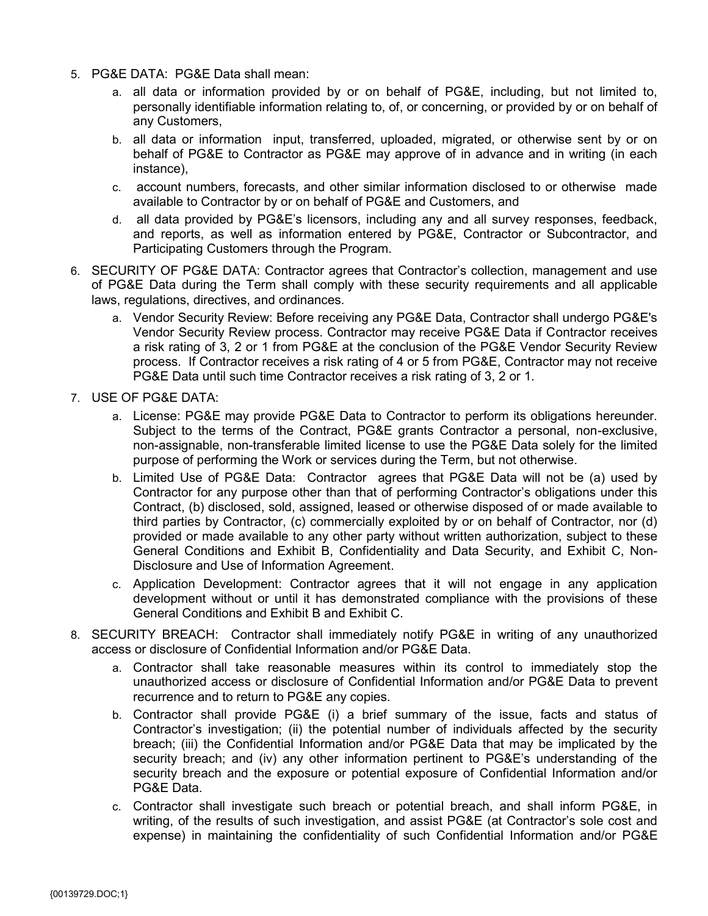5. PG&E DATA: PG&E Data shall mean:
   a. all data or information provided by or on behalf of PG&E, including, but not limited to, personally identifiable information relating to, of, or concerning, or provided by or on behalf of any Customers,
   b. all data or information input, transferred, uploaded, migrated, or otherwise sent by or on behalf of PG&E to Contractor as PG&E may approve of in advance and in writing (in each instance),
   c. account numbers, forecasts, and other similar information disclosed to or otherwise made available to Contractor by or on behalf of PG&E and Customers, and
   d. all data provided by PG&E's licensors, including any and all survey responses, feedback, and reports, as well as information entered by PG&E, Contractor or Subcontractor, and Participating Customers through the Program.
6. SECURITY OF PG&E DATA: Contractor agrees that Contractor's collection, management and use of PG&E Data during the Term shall comply with these security requirements and all applicable laws, regulations, directives, and ordinances.
   a. Vendor Security Review: Before receiving any PG&E Data, Contractor shall undergo PG&E's Vendor Security Review process. Contractor may receive PG&E Data if Contractor receives a risk rating of 3, 2 or 1 from PG&E at the conclusion of the PG&E Vendor Security Review process. If Contractor receives a risk rating of 4 or 5 from PG&E, Contractor may not receive PG&E Data until such time Contractor receives a risk rating of 3, 2 or 1.
7. USE OF PG&E DATA:
   a. License: PG&E may provide PG&E Data to Contractor to perform its obligations hereunder. Subject to the terms of the Contract, PG&E grants Contractor a personal, non-exclusive, non-assignable, non-transferable limited license to use the PG&E Data solely for the limited purpose of performing the Work or services during the Term, but not otherwise.
   b. Limited Use of PG&E Data: Contractor agrees that PG&E Data will not be (a) used by Contractor for any purpose other than that of performing Contractor's obligations under this Contract, (b) disclosed, sold, assigned, leased or otherwise disposed of or made available to third parties by Contractor, (c) commercially exploited by or on behalf of Contractor, nor (d) provided or made available to any other party without written authorization, subject to these General Conditions and Exhibit B, Confidentiality and Data Security, and Exhibit C, Non-Disclosure and Use of Information Agreement.
   c. Application Development: Contractor agrees that it will not engage in any application development without or until it has demonstrated compliance with the provisions of these General Conditions and Exhibit B and Exhibit C.
8. SECURITY BREACH: Contractor shall immediately notify PG&E in writing of any unauthorized access or disclosure of Confidential Information and/or PG&E Data.
   a. Contractor shall take reasonable measures within its control to immediately stop the unauthorized access or disclosure of Confidential Information and/or PG&E Data to prevent recurrence and to return to PG&E any copies.
   b. Contractor shall provide PG&E (i) a brief summary of the issue, facts and status of Contractor's investigation; (ii) the potential number of individuals affected by the security breach; (iii) the Confidential Information and/or PG&E Data that may be implicated by the security breach; and (iv) any other information pertinent to PG&E's understanding of the security breach and the exposure or potential exposure of Confidential Information and/or PG&E Data.
   c. Contractor shall investigate such breach or potential breach, and shall inform PG&E, in writing, of the results of such investigation, and assist PG&E (at Contractor's sole cost and expense) in maintaining the confidentiality of such Confidential Information and/or PG&E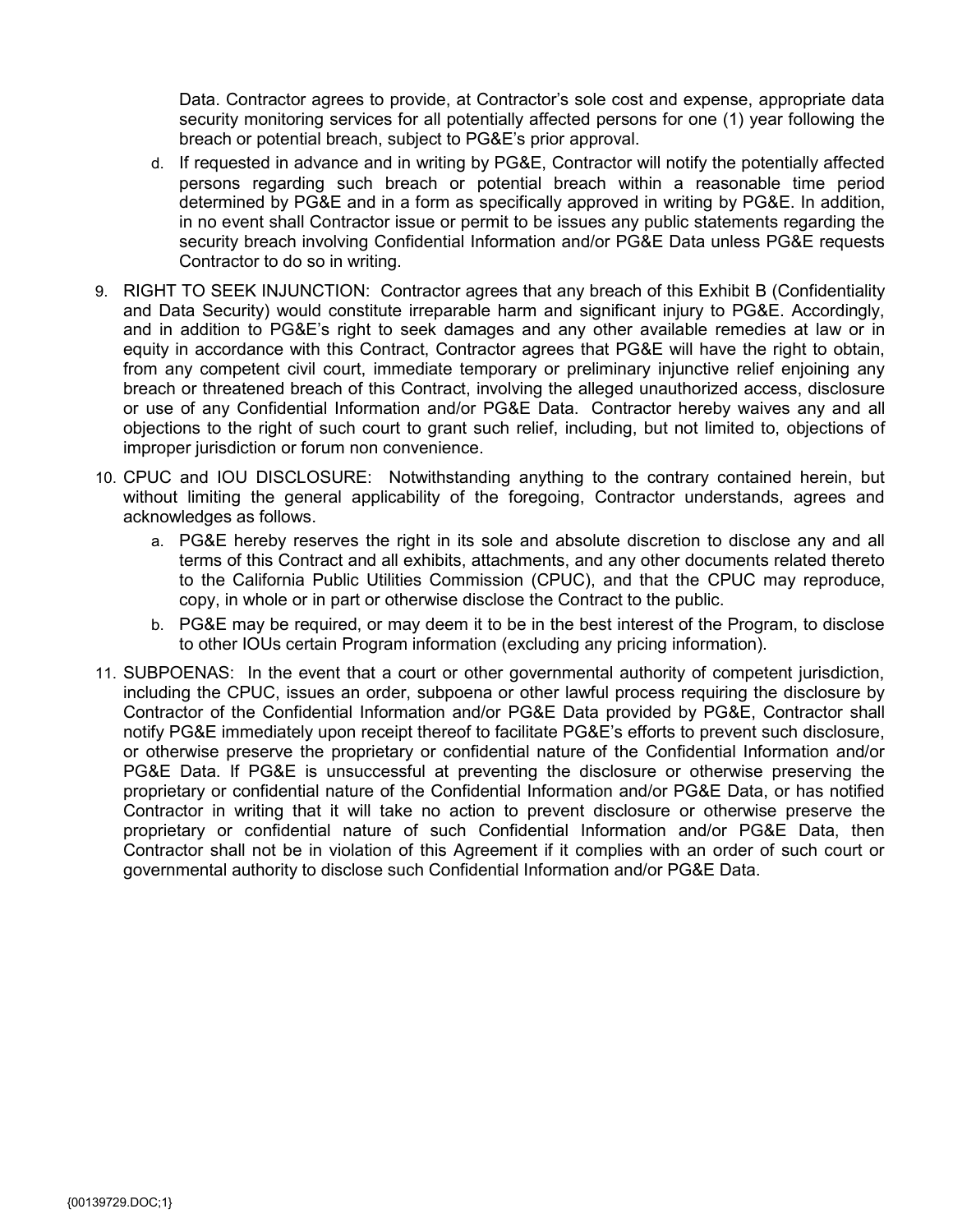Data. Contractor agrees to provide, at Contractor's sole cost and expense, appropriate data security monitoring services for all potentially affected persons for one (1) year following the breach or potential breach, subject to PG&E's prior approval.

   d. If requested in advance and in writing by PG&E, Contractor will notify the potentially affected persons regarding such breach or potential breach within a reasonable time period determined by PG&E and in a form as specifically approved in writing by PG&E. In addition, in no event shall Contractor issue or permit to be issues any public statements regarding the security breach involving Confidential Information and/or PG&E Data unless PG&E requests Contractor to do so in writing.

9. RIGHT TO SEEK INJUNCTION: Contractor agrees that any breach of this Exhibit B (Confidentiality and Data Security) would constitute irreparable harm and significant injury to PG&E. Accordingly, and in addition to PG&E's right to seek damages and any other available remedies at law or in equity in accordance with this Contract, Contractor agrees that PG&E will have the right to obtain, from any competent civil court, immediate temporary or preliminary injunctive relief enjoining any breach or threatened breach of this Contract, involving the alleged unauthorized access, disclosure or use of any Confidential Information and/or PG&E Data. Contractor hereby waives any and all objections to the right of such court to grant such relief, including, but not limited to, objections of improper jurisdiction or forum non convenience.

10. CPUC and IOU DISCLOSURE: Notwithstanding anything to the contrary contained herein, but without limiting the general applicability of the foregoing, Contractor understands, agrees and acknowledges as follows.

    a. PG&E hereby reserves the right in its sole and absolute discretion to disclose any and all terms of this Contract and all exhibits, attachments, and any other documents related thereto to the California Public Utilities Commission (CPUC), and that the CPUC may reproduce, copy, in whole or in part or otherwise disclose the Contract to the public.

    b. PG&E may be required, or may deem it to be in the best interest of the Program, to disclose to other IOUs certain Program information (excluding any pricing information).

11. SUBPOENAS: In the event that a court or other governmental authority of competent jurisdiction, including the CPUC, issues an order, subpoena or other lawful process requiring the disclosure by Contractor of the Confidential Information and/or PG&E Data provided by PG&E, Contractor shall notify PG&E immediately upon receipt thereof to facilitate PG&E's efforts to prevent such disclosure, or otherwise preserve the proprietary or confidential nature of the Confidential Information and/or PG&E Data. If PG&E is unsuccessful at preventing the disclosure or otherwise preserving the proprietary or confidential nature of the Confidential Information and/or PG&E Data, or has notified Contractor in writing that it will take no action to prevent disclosure or otherwise preserve the proprietary or confidential nature of such Confidential Information and/or PG&E Data, then Contractor shall not be in violation of this Agreement if it complies with an order of such court or governmental authority to disclose such Confidential Information and/or PG&E Data.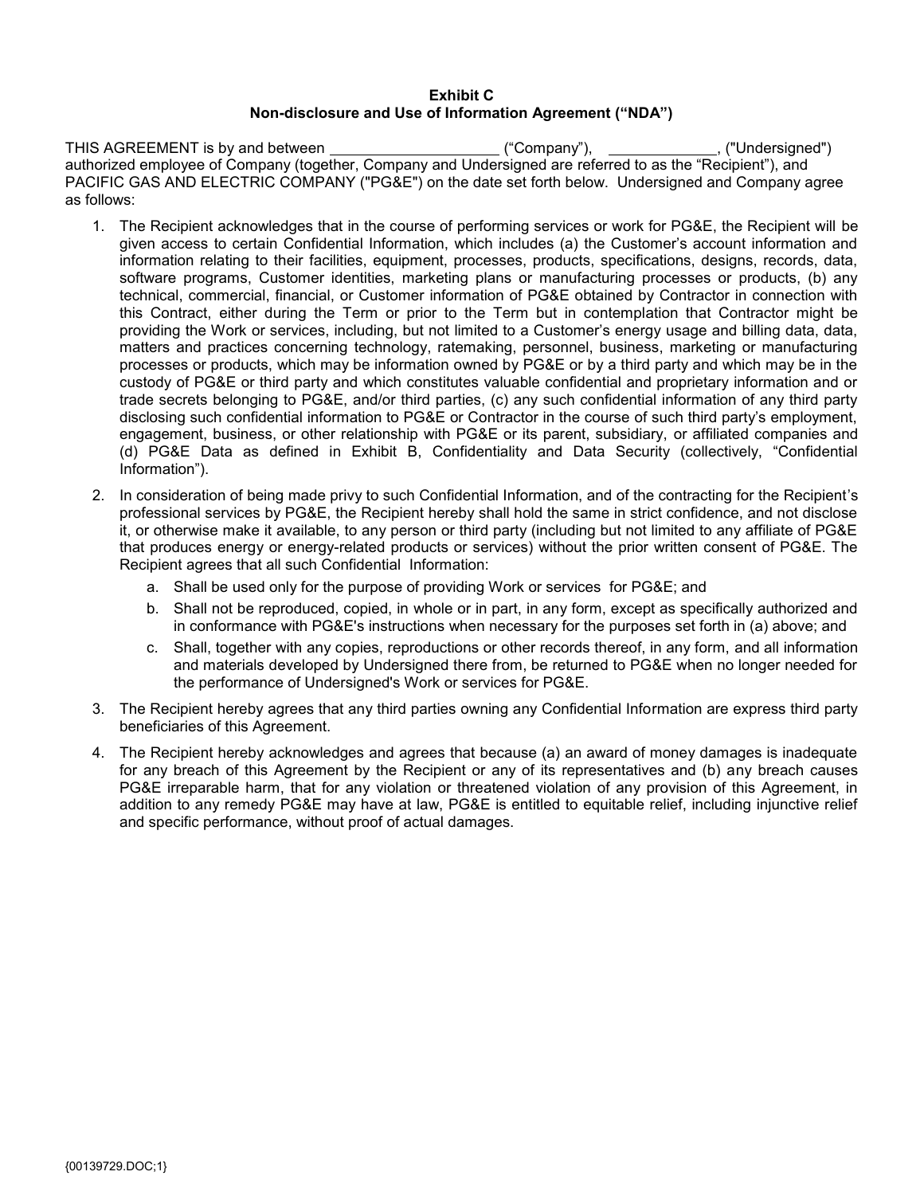**Exhibit C**
**Non-disclosure and Use of Information Agreement ("NDA")**

THIS AGREEMENT is by and between ____________________ ("Company"), _____________, ("Undersigned") authorized employee of Company (together, Company and Undersigned are referred to as the "Recipient"), and PACIFIC GAS AND ELECTRIC COMPANY ("PG&E") on the date set forth below. Undersigned and Company agree as follows:

1. The Recipient acknowledges that in the course of performing services or work for PG&E, the Recipient will be given access to certain Confidential Information, which includes (a) the Customer's account information and information relating to their facilities, equipment, processes, products, specifications, designs, records, data, software programs, Customer identities, marketing plans or manufacturing processes or products, (b) any technical, commercial, financial, or Customer information of PG&E obtained by Contractor in connection with this Contract, either during the Term or prior to the Term but in contemplation that Contractor might be providing the Work or services, including, but not limited to a Customer's energy usage and billing data, data, matters and practices concerning technology, ratemaking, personnel, business, marketing or manufacturing processes or products, which may be information owned by PG&E or by a third party and which may be in the custody of PG&E or third party and which constitutes valuable confidential and proprietary information and or trade secrets belonging to PG&E, and/or third parties, (c) any such confidential information of any third party disclosing such confidential information to PG&E or Contractor in the course of such third party's employment, engagement, business, or other relationship with PG&E or its parent, subsidiary, or affiliated companies and (d) PG&E Data as defined in Exhibit B, Confidentiality and Data Security (collectively, "Confidential Information").

2. In consideration of being made privy to such Confidential Information, and of the contracting for the Recipient's professional services by PG&E, the Recipient hereby shall hold the same in strict confidence, and not disclose it, or otherwise make it available, to any person or third party (including but not limited to any affiliate of PG&E that produces energy or energy-related products or services) without the prior written consent of PG&E. The Recipient agrees that all such Confidential Information:
   a. Shall be used only for the purpose of providing Work or services for PG&E; and
   b. Shall not be reproduced, copied, in whole or in part, in any form, except as specifically authorized and in conformance with PG&E's instructions when necessary for the purposes set forth in (a) above; and
   c. Shall, together with any copies, reproductions or other records thereof, in any form, and all information and materials developed by Undersigned there from, be returned to PG&E when no longer needed for the performance of Undersigned's Work or services for PG&E.

3. The Recipient hereby agrees that any third parties owning any Confidential Information are express third party beneficiaries of this Agreement.

4. The Recipient hereby acknowledges and agrees that because (a) an award of money damages is inadequate for any breach of this Agreement by the Recipient or any of its representatives and (b) any breach causes PG&E irreparable harm, that for any violation or threatened violation of any provision of this Agreement, in addition to any remedy PG&E may have at law, PG&E is entitled to equitable relief, including injunctive relief and specific performance, without proof of actual damages.

{00139729.DOC;1}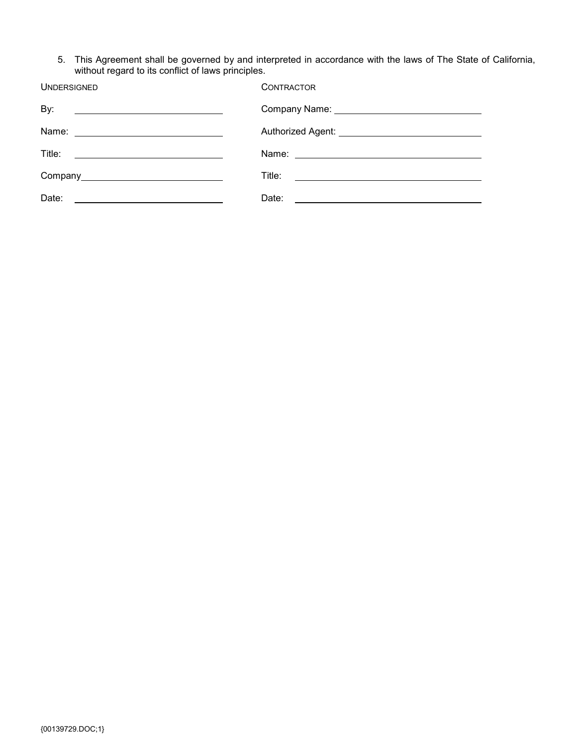5. This Agreement shall be governed by and interpreted in accordance with the laws of The State of California, without regard to its conflict of laws principles.

| UNDERSIGNED | CONTRACTOR |
|---|---|
| By: ______________________ | Company Name: ______________________ |
| Name: ______________________ | Authorized Agent: ______________________ |
| Title: ______________________ | Name: ______________________ |
| Company______________________ | Title: ______________________ |
| Date: ______________________ | Date: ______________________ |

{00139729.DOC;1}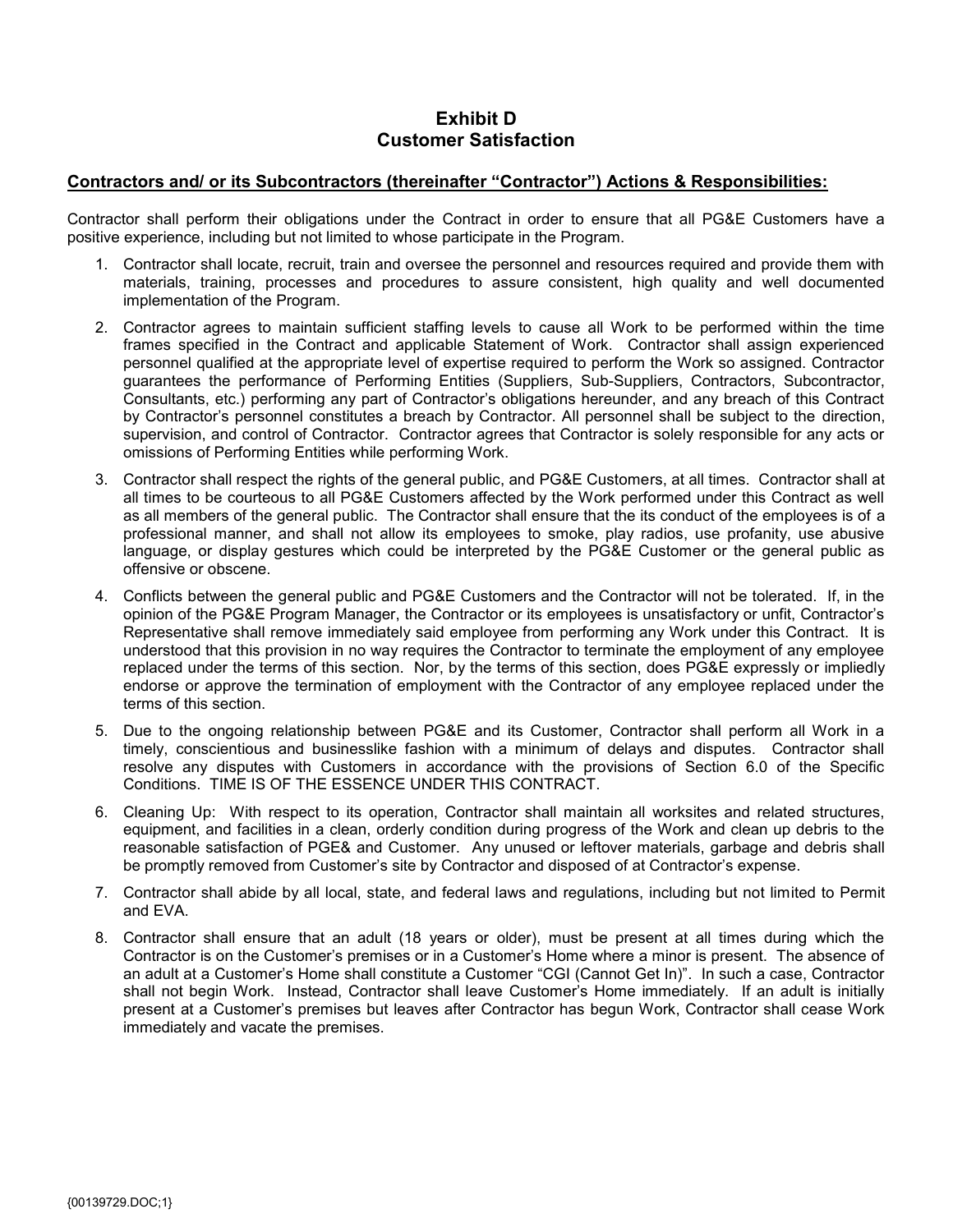# Exhibit D
# Customer Satisfaction

**Contractors and/ or its Subcontractors (thereinafter "Contractor") Actions & Responsibilities:**

Contractor shall perform their obligations under the Contract in order to ensure that all PG&E Customers have a positive experience, including but not limited to whose participate in the Program.

1. Contractor shall locate, recruit, train and oversee the personnel and resources required and provide them with materials, training, processes and procedures to assure consistent, high quality and well documented implementation of the Program.
2. Contractor agrees to maintain sufficient staffing levels to cause all Work to be performed within the time frames specified in the Contract and applicable Statement of Work. Contractor shall assign experienced personnel qualified at the appropriate level of expertise required to perform the Work so assigned. Contractor guarantees the performance of Performing Entities (Suppliers, Sub-Suppliers, Contractors, Subcontractor, Consultants, etc.) performing any part of Contractor's obligations hereunder, and any breach of this Contract by Contractor's personnel constitutes a breach by Contractor. All personnel shall be subject to the direction, supervision, and control of Contractor. Contractor agrees that Contractor is solely responsible for any acts or omissions of Performing Entities while performing Work.
3. Contractor shall respect the rights of the general public, and PG&E Customers, at all times. Contractor shall at all times to be courteous to all PG&E Customers affected by the Work performed under this Contract as well as all members of the general public. The Contractor shall ensure that the its conduct of the employees is of a professional manner, and shall not allow its employees to smoke, play radios, use profanity, use abusive language, or display gestures which could be interpreted by the PG&E Customer or the general public as offensive or obscene.
4. Conflicts between the general public and PG&E Customers and the Contractor will not be tolerated. If, in the opinion of the PG&E Program Manager, the Contractor or its employees is unsatisfactory or unfit, Contractor's Representative shall remove immediately said employee from performing any Work under this Contract. It is understood that this provision in no way requires the Contractor to terminate the employment of any employee replaced under the terms of this section. Nor, by the terms of this section, does PG&E expressly or impliedly endorse or approve the termination of employment with the Contractor of any employee replaced under the terms of this section.
5. Due to the ongoing relationship between PG&E and its Customer, Contractor shall perform all Work in a timely, conscientious and businesslike fashion with a minimum of delays and disputes. Contractor shall resolve any disputes with Customers in accordance with the provisions of Section 6.0 of the Specific Conditions. TIME IS OF THE ESSENCE UNDER THIS CONTRACT.
6. Cleaning Up: With respect to its operation, Contractor shall maintain all worksites and related structures, equipment, and facilities in a clean, orderly condition during progress of the Work and clean up debris to the reasonable satisfaction of PGE& and Customer. Any unused or leftover materials, garbage and debris shall be promptly removed from Customer's site by Contractor and disposed of at Contractor's expense.
7. Contractor shall abide by all local, state, and federal laws and regulations, including but not limited to Permit and EVA.
8. Contractor shall ensure that an adult (18 years or older), must be present at all times during which the Contractor is on the Customer's premises or in a Customer's Home where a minor is present. The absence of an adult at a Customer's Home shall constitute a Customer "CGI (Cannot Get In)". In such a case, Contractor shall not begin Work. Instead, Contractor shall leave Customer's Home immediately. If an adult is initially present at a Customer's premises but leaves after Contractor has begun Work, Contractor shall cease Work immediately and vacate the premises.

{00139729.DOC;1}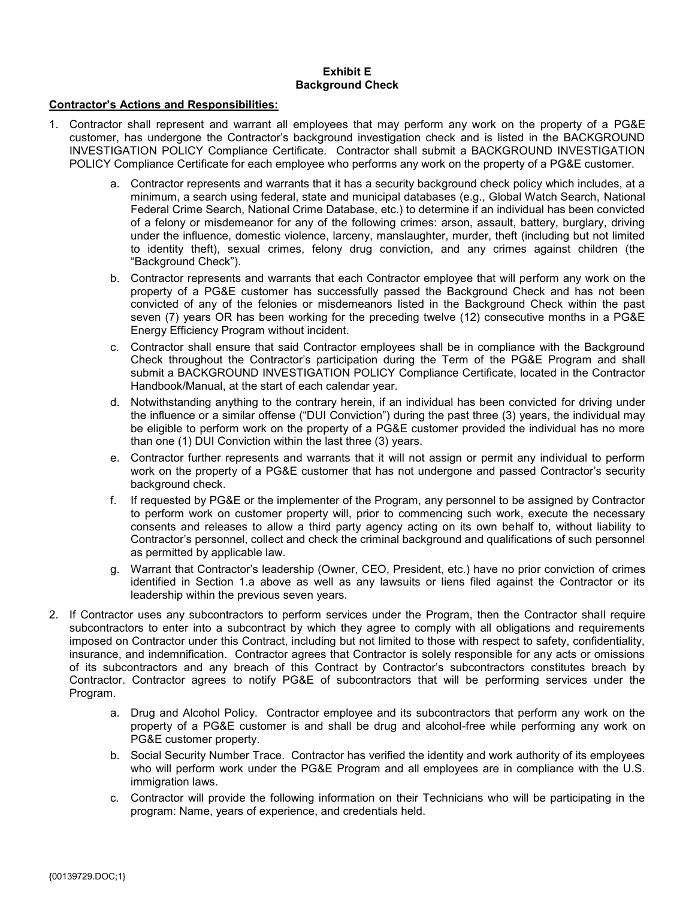**Exhibit E**
**Background Check**

**Contractor's Actions and Responsibilities:**

1. Contractor shall represent and warrant all employees that may perform any work on the property of a PG&E customer, has undergone the Contractor's background investigation check and is listed in the BACKGROUND INVESTIGATION POLICY Compliance Certificate. Contractor shall submit a BACKGROUND INVESTIGATION POLICY Compliance Certificate for each employee who performs any work on the property of a PG&E customer.

    a. Contractor represents and warrants that it has a security background check policy which includes, at a minimum, a search using federal, state and municipal databases (e.g., Global Watch Search, National Federal Crime Search, National Crime Database, etc.) to determine if an individual has been convicted of a felony or misdemeanor for any of the following crimes: arson, assault, battery, burglary, driving under the influence, domestic violence, larceny, manslaughter, murder, theft (including but not limited to identity theft), sexual crimes, felony drug conviction, and any crimes against children (the "Background Check").

    b. Contractor represents and warrants that each Contractor employee that will perform any work on the property of a PG&E customer has successfully passed the Background Check and has not been convicted of any of the felonies or misdemeanors listed in the Background Check within the past seven (7) years OR has been working for the preceding twelve (12) consecutive months in a PG&E Energy Efficiency Program without incident.

    c. Contractor shall ensure that said Contractor employees shall be in compliance with the Background Check throughout the Contractor's participation during the Term of the PG&E Program and shall submit a BACKGROUND INVESTIGATION POLICY Compliance Certificate, located in the Contractor Handbook/Manual, at the start of each calendar year.

    d. Notwithstanding anything to the contrary herein, if an individual has been convicted for driving under the influence or a similar offense ("DUI Conviction") during the past three (3) years, the individual may be eligible to perform work on the property of a PG&E customer provided the individual has no more than one (1) DUI Conviction within the last three (3) years.

    e. Contractor further represents and warrants that it will not assign or permit any individual to perform work on the property of a PG&E customer that has not undergone and passed Contractor's security background check.

    f. If requested by PG&E or the implementer of the Program, any personnel to be assigned by Contractor to perform work on customer property will, prior to commencing such work, execute the necessary consents and releases to allow a third party agency acting on its own behalf to, without liability to Contractor's personnel, collect and check the criminal background and qualifications of such personnel as permitted by applicable law.

    g. Warrant that Contractor's leadership (Owner, CEO, President, etc.) have no prior conviction of crimes identified in Section 1.a above as well as any lawsuits or liens filed against the Contractor or its leadership within the previous seven years.

2. If Contractor uses any subcontractors to perform services under the Program, then the Contractor shall require subcontractors to enter into a subcontract by which they agree to comply with all obligations and requirements imposed on Contractor under this Contract, including but not limited to those with respect to safety, confidentiality, insurance, and indemnification. Contractor agrees that Contractor is solely responsible for any acts or omissions of its subcontractors and any breach of this Contract by Contractor's subcontractors constitutes breach by Contractor. Contractor agrees to notify PG&E of subcontractors that will be performing services under the Program.

    a. Drug and Alcohol Policy. Contractor employee and its subcontractors that perform any work on the property of a PG&E customer is and shall be drug and alcohol-free while performing any work on PG&E customer property.

    b. Social Security Number Trace. Contractor has verified the identity and work authority of its employees who will perform work under the PG&E Program and all employees are in compliance with the U.S. immigration laws.

    c. Contractor will provide the following information on their Technicians who will be participating in the program: Name, years of experience, and credentials held.

{00139729.DOC;1}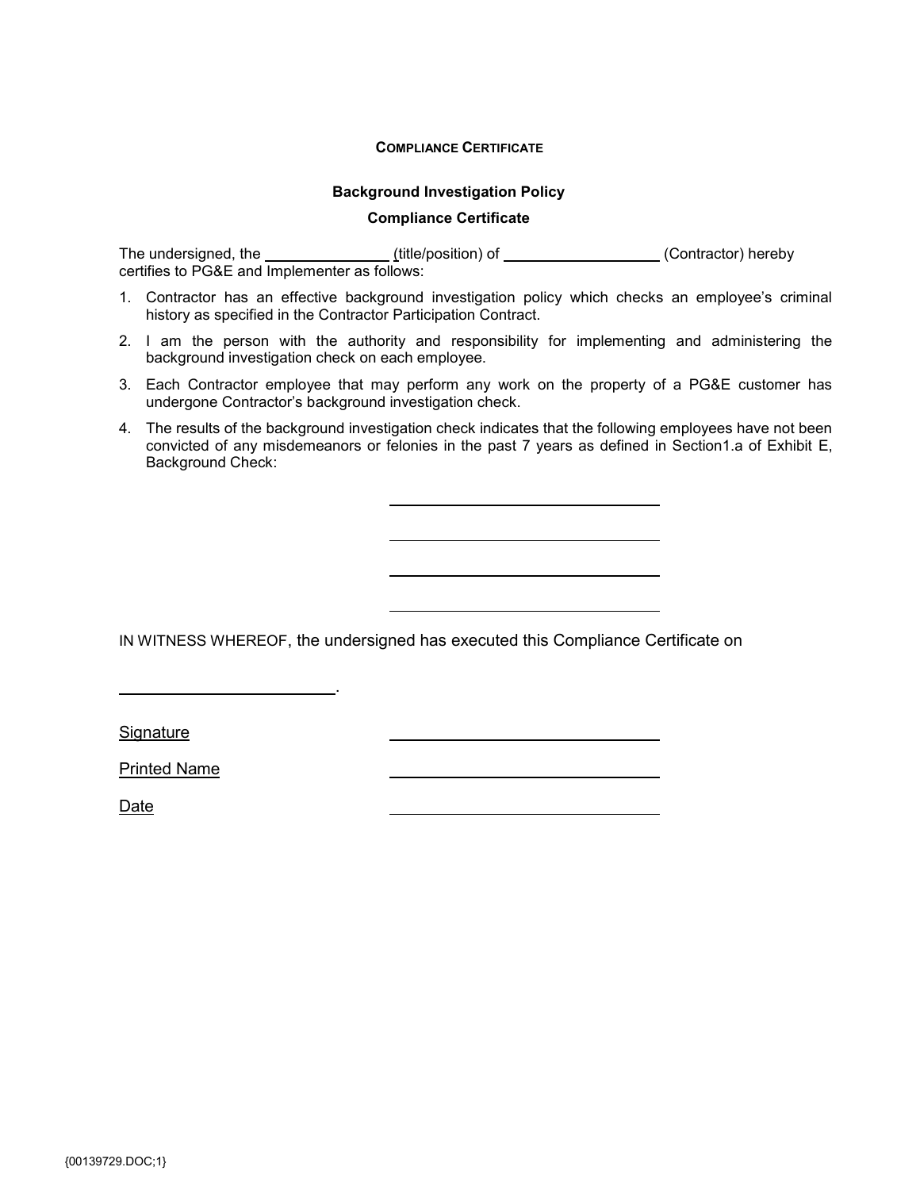**COMPLIANCE CERTIFICATE**

**Background Investigation Policy**

**Compliance Certificate**

The undersigned, the _______________ (title/position) of ____________________ (Contractor) hereby certifies to PG&E and Implementer as follows:

1. Contractor has an effective background investigation policy which checks an employee's criminal history as specified in the Contractor Participation Contract.
2. I am the person with the authority and responsibility for implementing and administering the background investigation check on each employee.
3. Each Contractor employee that may perform any work on the property of a PG&E customer has undergone Contractor's background investigation check.
4. The results of the background investigation check indicates that the following employees have not been convicted of any misdemeanors or felonies in the past 7 years as defined in Section1.a of Exhibit E, Background Check:

____________________________________

____________________________________

____________________________________

____________________________________

IN WITNESS WHEREOF, the undersigned has executed this Compliance Certificate on

___________________________.

Signature ____________________________________

Printed Name ____________________________________

Date ____________________________________

{00139729.DOC;1}